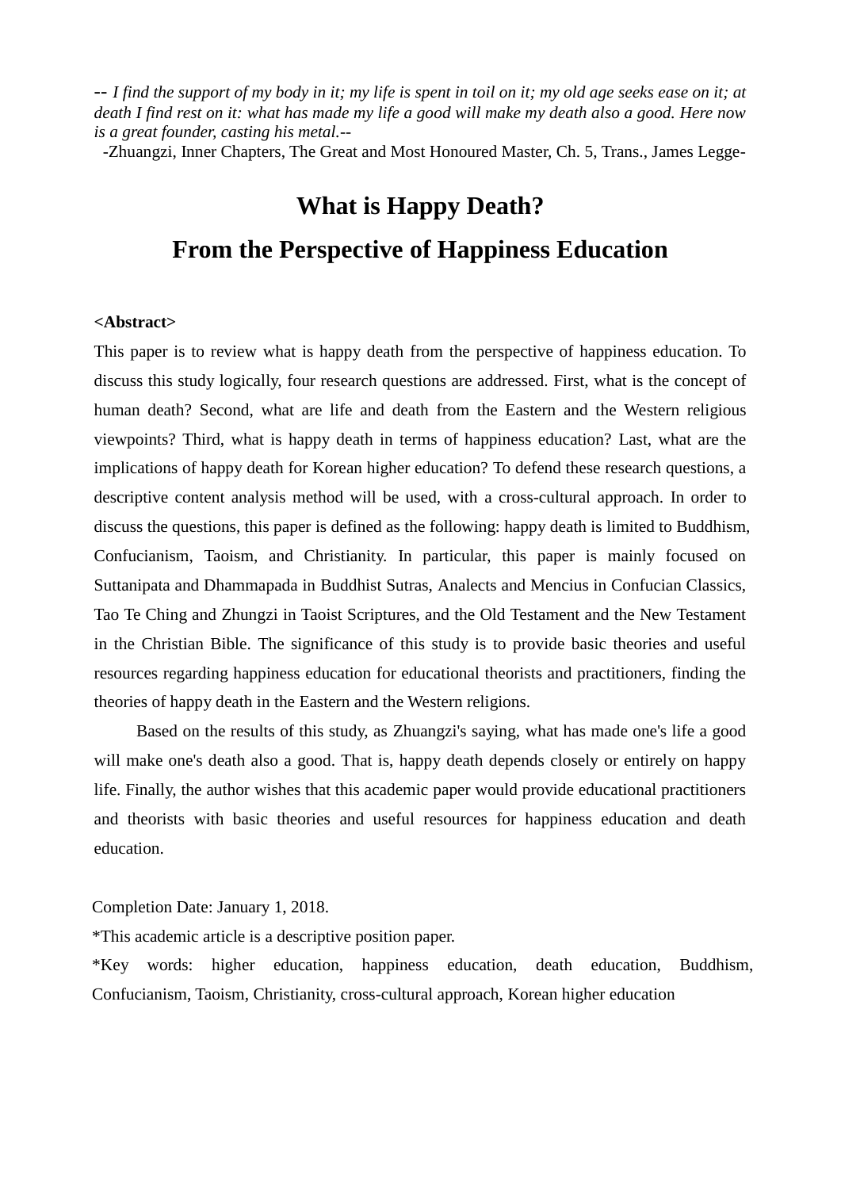-- *I find the support of my body in it; my life is spent in toil on it; my old age seeks ease on it; at death I find rest on it: what has made my life a good will make my death also a good. Here now is a great founder, casting his metal.*--

-Zhuangzi, Inner Chapters, The Great and Most Honoured Master, Ch. 5, Trans., James Legge-

# What is Happy Death?

# From the Perspective of Happiness Education

**<Abstract>**

This paper is to review what is happy death from the perspective of happiness education. To discuss this study logically, four research questions are addressed. First, what is the concept of human death? Second, what are life and death from the Eastern and the Western religious viewpoints? Third, what is happy death in terms of happiness education? Last, what are the implications of happy death for Korean higher education? To defend these research questions, a descriptive content analysis method will be used, with a cross-cultural approach. In order to discuss the questions, this paper is defined as the following: happy death is limited to Buddhism, Confucianism, Taoism, and Christianity. In particular, this paper is mainly focused on Suttanipata and Dhammapada in Buddhist Sutras, Analects and Mencius in Confucian Classics, Tao Te Ching and Zhungzi in Taoist Scriptures, and the Old Testament and the New Testament in the Christian Bible. The significance of this study is to provide basic theories and useful resources regarding happiness education for educational theorists and practitioners, finding the theories of happy death in the Eastern and the Western religions.

Based on the results of this study, as Zhuangzi's saying, what has made one's life a good will make one's death also a good. That is, happy death depends closely or entirely on happy life. Finally, the author wishes that this academic paper would provide educational practitioners and theorists with basic theories and useful resources for happiness education and death education.

Completion Date: January 1, 2018.

*This academic article is a descriptive position paper.

*Key words: higher education, happiness education, death education, Buddhism, Confucianism, Taoism, Christianity, cross-cultural approach, Korean higher education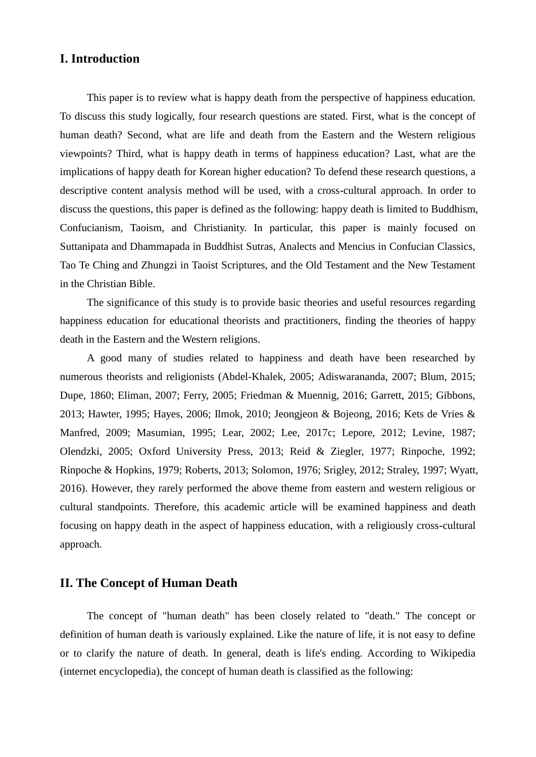## I. Introduction

This paper is to review what is happy death from the perspective of happiness education. To discuss this study logically, four research questions are stated. First, what is the concept of human death? Second, what are life and death from the Eastern and the Western religious viewpoints? Third, what is happy death in terms of happiness education? Last, what are the implications of happy death for Korean higher education? To defend these research questions, a descriptive content analysis method will be used, with a cross-cultural approach. In order to discuss the questions, this paper is defined as the following: happy death is limited to Buddhism, Confucianism, Taoism, and Christianity. In particular, this paper is mainly focused on Suttanipata and Dhammapada in Buddhist Sutras, Analects and Mencius in Confucian Classics, Tao Te Ching and Zhungzi in Taoist Scriptures, and the Old Testament and the New Testament in the Christian Bible.

The significance of this study is to provide basic theories and useful resources regarding happiness education for educational theorists and practitioners, finding the theories of happy death in the Eastern and the Western religions.

A good many of studies related to happiness and death have been researched by numerous theorists and religionists (Abdel-Khalek, 2005; Adiswarananda, 2007; Blum, 2015; Dupe, 1860; Eliman, 2007; Ferry, 2005; Friedman & Muennig, 2016; Garrett, 2015; Gibbons, 2013; Hawter, 1995; Hayes, 2006; Ilmok, 2010; Jeongjeon & Bojeong, 2016; Kets de Vries & Manfred, 2009; Masumian, 1995; Lear, 2002; Lee, 2017c; Lepore, 2012; Levine, 1987; Olendzki, 2005; Oxford University Press, 2013; Reid & Ziegler, 1977; Rinpoche, 1992; Rinpoche & Hopkins, 1979; Roberts, 2013; Solomon, 1976; Srigley, 2012; Straley, 1997; Wyatt, 2016). However, they rarely performed the above theme from eastern and western religious or cultural standpoints. Therefore, this academic article will be examined happiness and death focusing on happy death in the aspect of happiness education, with a religiously cross-cultural approach.

## II. The Concept of Human Death

The concept of "human death" has been closely related to "death." The concept or definition of human death is variously explained. Like the nature of life, it is not easy to define or to clarify the nature of death. In general, death is life's ending. According to Wikipedia (internet encyclopedia), the concept of human death is classified as the following: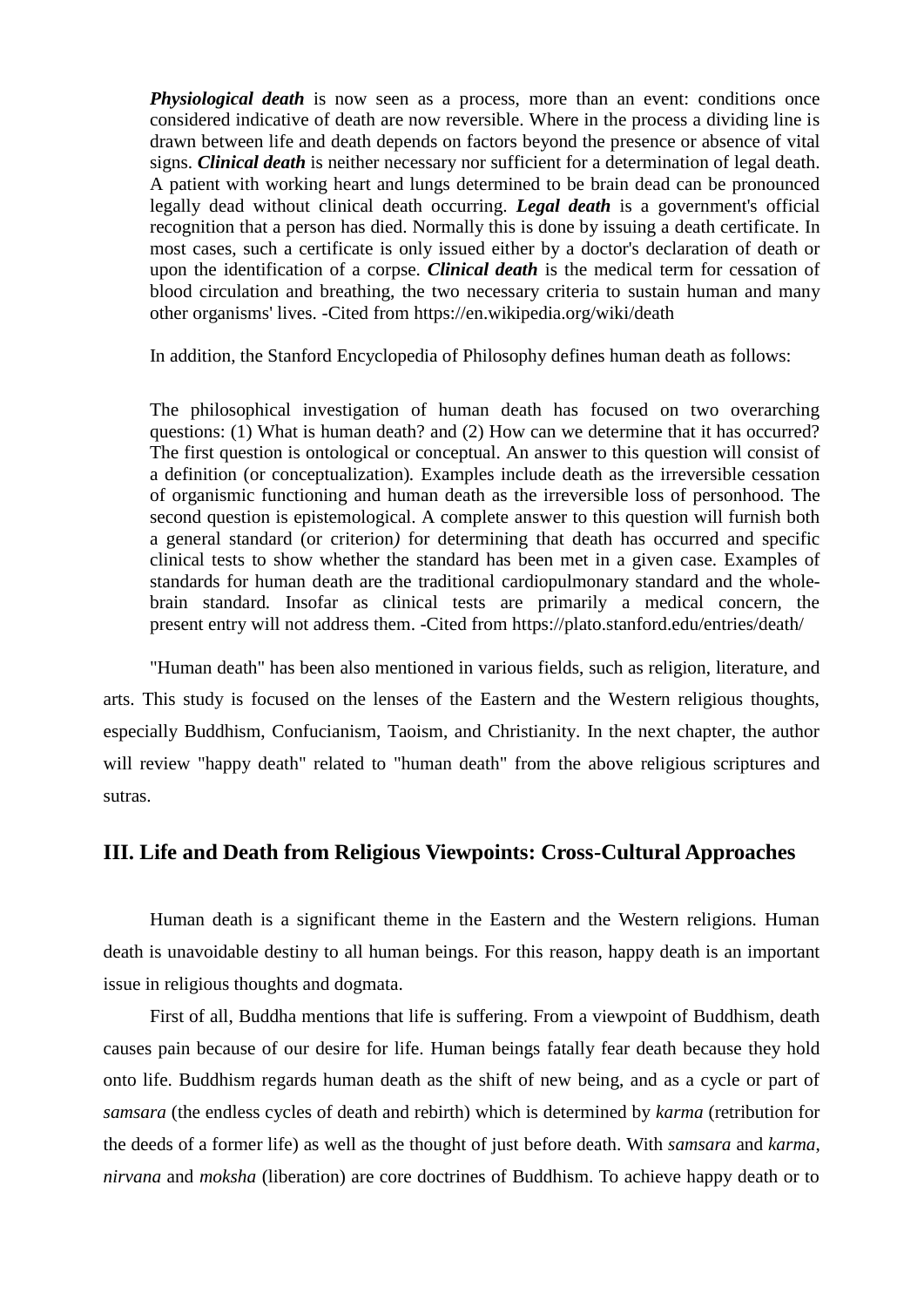> ***Physiological death*** is now seen as a process, more than an event: conditions once considered indicative of death are now reversible. Where in the process a dividing line is drawn between life and death depends on factors beyond the presence or absence of vital signs. ***Clinical death*** is neither necessary nor sufficient for a determination of legal death. A patient with working heart and lungs determined to be brain dead can be pronounced legally dead without clinical death occurring. ***Legal death*** is a government's official recognition that a person has died. Normally this is done by issuing a death certificate. In most cases, such a certificate is only issued either by a doctor's declaration of death or upon the identification of a corpse. ***Clinical death*** is the medical term for cessation of blood circulation and breathing, the two necessary criteria to sustain human and many other organisms' lives. -Cited from https://en.wikipedia.org/wiki/death

In addition, the Stanford Encyclopedia of Philosophy defines human death as follows:

> The philosophical investigation of human death has focused on two overarching questions: (1) What is human death? and (2) How can we determine that it has occurred? The first question is ontological or conceptual. An answer to this question will consist of a definition (or conceptualization). Examples include death as the irreversible cessation of organismic functioning and human death as the irreversible loss of personhood. The second question is epistemological. A complete answer to this question will furnish both a general standard (or criterion*)* for determining that death has occurred and specific clinical tests to show whether the standard has been met in a given case. Examples of standards for human death are the traditional cardiopulmonary standard and the whole-brain standard*.* Insofar as clinical tests are primarily a medical concern, the present entry will not address them. -Cited from https://plato.stanford.edu/entries/death/

"Human death" has been also mentioned in various fields, such as religion, literature, and arts. This study is focused on the lenses of the Eastern and the Western religious thoughts, especially Buddhism, Confucianism, Taoism, and Christianity. In the next chapter, the author will review "happy death" related to "human death" from the above religious scriptures and sutras.

## III. Life and Death from Religious Viewpoints: Cross-Cultural Approaches

Human death is a significant theme in the Eastern and the Western religions. Human death is unavoidable destiny to all human beings. For this reason, happy death is an important issue in religious thoughts and dogmata.

First of all, Buddha mentions that life is suffering. From a viewpoint of Buddhism, death causes pain because of our desire for life. Human beings fatally fear death because they hold onto life. Buddhism regards human death as the shift of new being, and as a cycle or part of *samsara* (the endless cycles of death and rebirth) which is determined by *karma* (retribution for the deeds of a former life) as well as the thought of just before death. With *samsara* and *karma*, *nirvana* and *moksha* (liberation) are core doctrines of Buddhism. To achieve happy death or to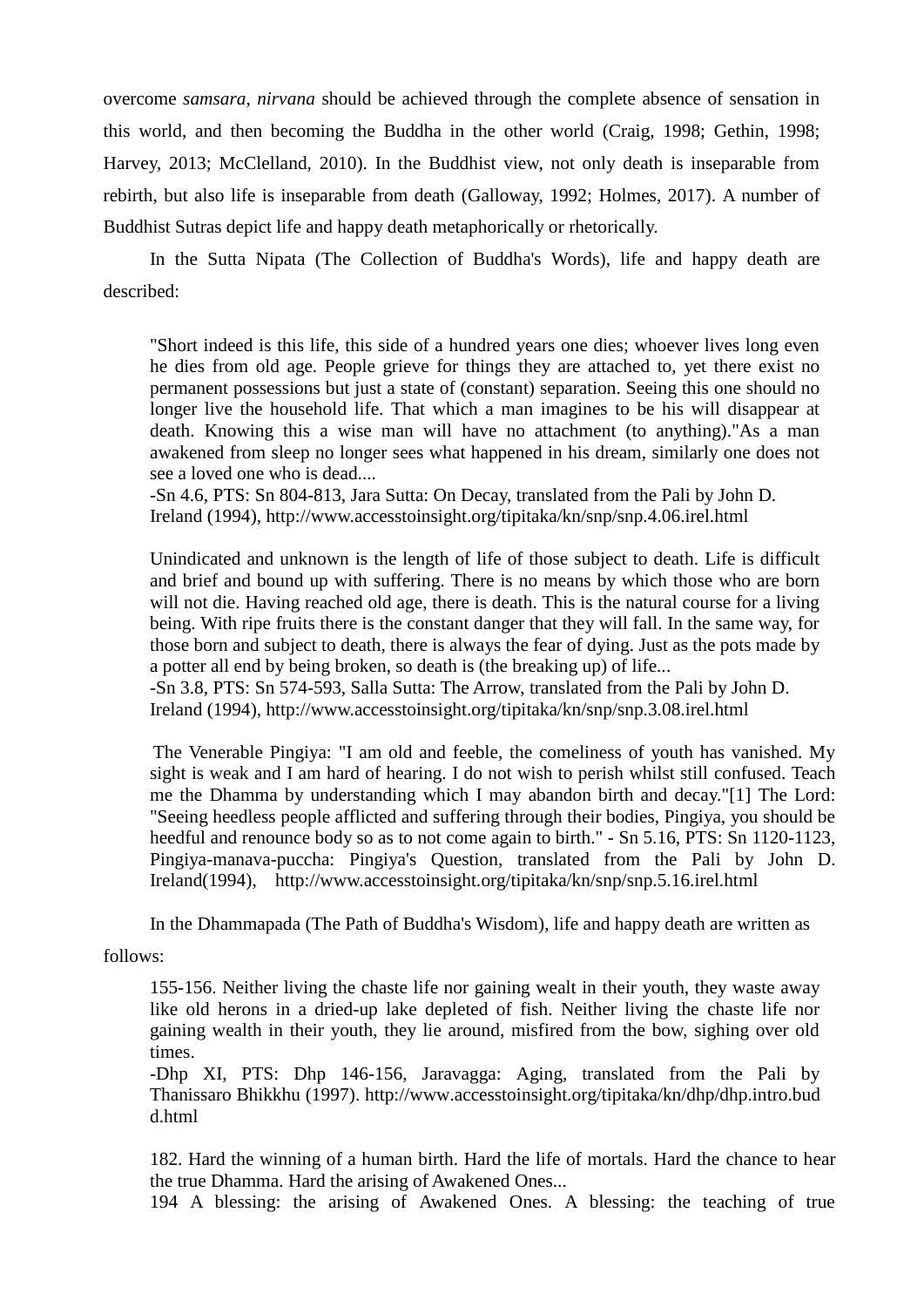overcome *samsara*, *nirvana* should be achieved through the complete absence of sensation in this world, and then becoming the Buddha in the other world (Craig, 1998; Gethin, 1998; Harvey, 2013; McClelland, 2010). In the Buddhist view, not only death is inseparable from rebirth, but also life is inseparable from death (Galloway, 1992; Holmes, 2017). A number of Buddhist Sutras depict life and happy death metaphorically or rhetorically.

In the Sutta Nipata (The Collection of Buddha's Words), life and happy death are described:

> "Short indeed is this life, this side of a hundred years one dies; whoever lives long even he dies from old age. People grieve for things they are attached to, yet there exist no permanent possessions but just a state of (constant) separation. Seeing this one should no longer live the household life. That which a man imagines to be his will disappear at death. Knowing this a wise man will have no attachment (to anything)."As a man awakened from sleep no longer sees what happened in his dream, similarly one does not see a loved one who is dead....
> -Sn 4.6, PTS: Sn 804-813, Jara Sutta: On Decay, translated from the Pali by John D. Ireland (1994), http://www.accesstoinsight.org/tipitaka/kn/snp/snp.4.06.irel.html

> Unindicated and unknown is the length of life of those subject to death. Life is difficult and brief and bound up with suffering. There is no means by which those who are born will not die. Having reached old age, there is death. This is the natural course for a living being. With ripe fruits there is the constant danger that they will fall. In the same way, for those born and subject to death, there is always the fear of dying. Just as the pots made by a potter all end by being broken, so death is (the breaking up) of life...
> -Sn 3.8, PTS: Sn 574-593, Salla Sutta: The Arrow, translated from the Pali by John D. Ireland (1994), http://www.accesstoinsight.org/tipitaka/kn/snp/snp.3.08.irel.html

> The Venerable Pingiya: "I am old and feeble, the comeliness of youth has vanished. My sight is weak and I am hard of hearing. I do not wish to perish whilst still confused. Teach me the Dhamma by understanding which I may abandon birth and decay."[1] The Lord: "Seeing heedless people afflicted and suffering through their bodies, Pingiya, you should be heedful and renounce body so as to not come again to birth." - Sn 5.16, PTS: Sn 1120-1123, Pingiya-manava-puccha: Pingiya's Question, translated from the Pali by John D. Ireland(1994), http://www.accesstoinsight.org/tipitaka/kn/snp/snp.5.16.irel.html

In the Dhammapada (The Path of Buddha's Wisdom), life and happy death are written as follows:

> 155-156. Neither living the chaste life nor gaining wealt in their youth, they waste away like old herons in a dried-up lake depleted of fish. Neither living the chaste life nor gaining wealth in their youth, they lie around, misfired from the bow, sighing over old times.
> -Dhp XI, PTS: Dhp 146-156, Jaravagga: Aging, translated from the Pali by Thanissaro Bhikkhu (1997). http://www.accesstoinsight.org/tipitaka/kn/dhp/dhp.intro.budd.html

> 182. Hard the winning of a human birth. Hard the life of mortals. Hard the chance to hear the true Dhamma. Hard the arising of Awakened Ones...
> 194 A blessing: the arising of Awakened Ones. A blessing: the teaching of true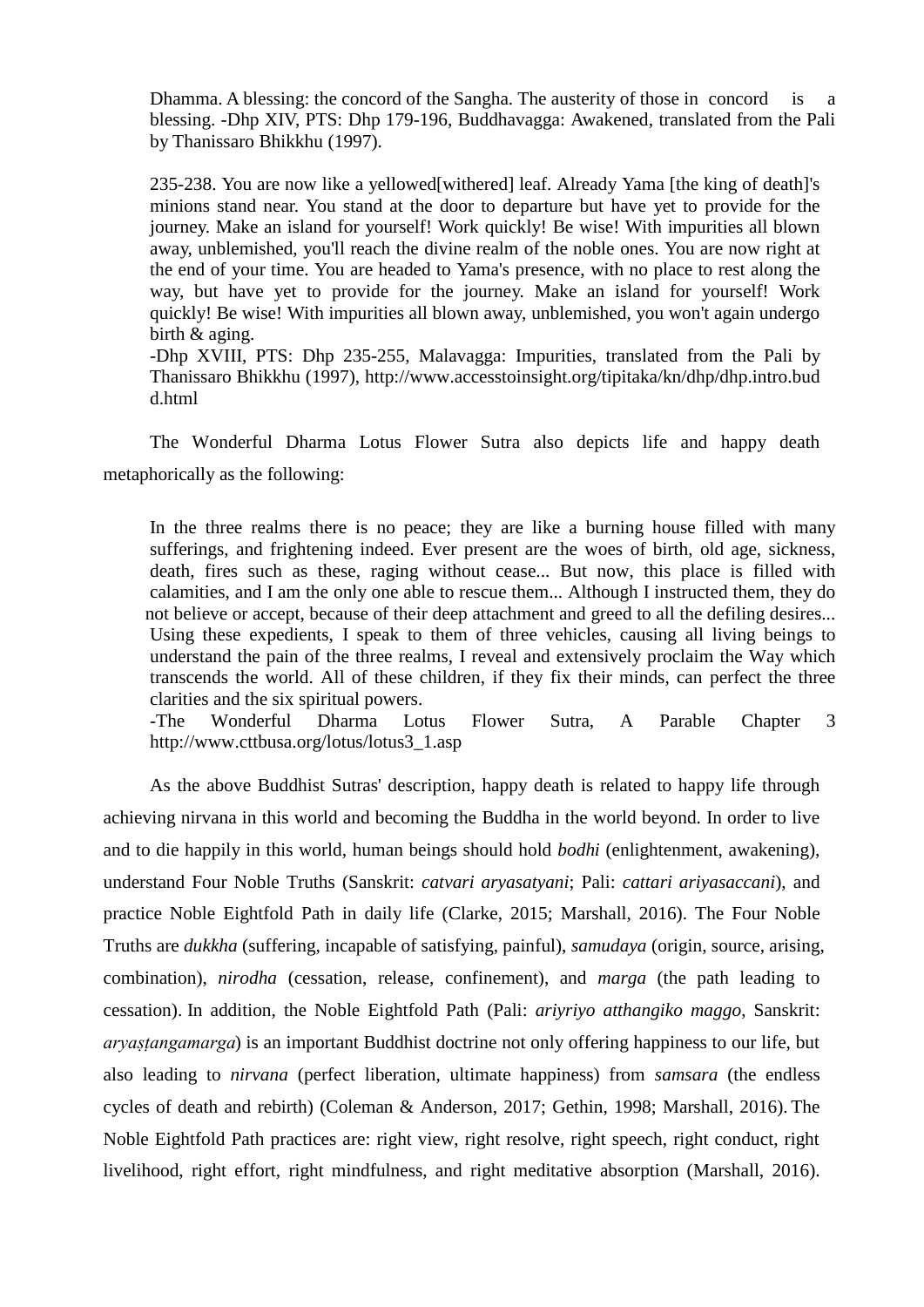> Dhamma. A blessing: the concord of the Sangha. The austerity of those in concord is a blessing. -Dhp XIV, PTS: Dhp 179-196, Buddhavagga: Awakened, translated from the Pali by Thanissaro Bhikkhu (1997).

> 235-238. You are now like a yellowed[withered] leaf. Already Yama [the king of death]'s minions stand near. You stand at the door to departure but have yet to provide for the journey. Make an island for yourself! Work quickly! Be wise! With impurities all blown away, unblemished, you'll reach the divine realm of the noble ones. You are now right at the end of your time. You are headed to Yama's presence, with no place to rest along the way, but have yet to provide for the journey. Make an island for yourself! Work quickly! Be wise! With impurities all blown away, unblemished, you won't again undergo birth & aging.
> -Dhp XVIII, PTS: Dhp 235-255, Malavagga: Impurities, translated from the Pali by Thanissaro Bhikkhu (1997), http://www.accesstoinsight.org/tipitaka/kn/dhp/dhp.intro.budd.html

The Wonderful Dharma Lotus Flower Sutra also depicts life and happy death metaphorically as the following:

> In the three realms there is no peace; they are like a burning house filled with many sufferings, and frightening indeed. Ever present are the woes of birth, old age, sickness, death, fires such as these, raging without cease... But now, this place is filled with calamities, and I am the only one able to rescue them... Although I instructed them, they do not believe or accept, because of their deep attachment and greed to all the defiling desires... Using these expedients, I speak to them of three vehicles, causing all living beings to understand the pain of the three realms, I reveal and extensively proclaim the Way which transcends the world. All of these children, if they fix their minds, can perfect the three clarities and the six spiritual powers.
> -The Wonderful Dharma Lotus Flower Sutra, A Parable Chapter 3 http://www.cttbusa.org/lotus/lotus3_1.asp

As the above Buddhist Sutras' description, happy death is related to happy life through achieving nirvana in this world and becoming the Buddha in the world beyond. In order to live and to die happily in this world, human beings should hold *bodhi* (enlightenment, awakening), understand Four Noble Truths (Sanskrit: *catvari aryasatyani*; Pali: *cattari ariyasaccani*), and practice Noble Eightfold Path in daily life (Clarke, 2015; Marshall, 2016). The Four Noble Truths are *dukkha* (suffering, incapable of satisfying, painful), *samudaya* (origin, source, arising, combination), *nirodha* (cessation, release, confinement), and *marga* (the path leading to cessation). In addition, the Noble Eightfold Path (Pali: *ariyriyo atthangiko maggo*, Sanskrit: *aryaṣṭangamarga*) is an important Buddhist doctrine not only offering happiness to our life, but also leading to *nirvana* (perfect liberation, ultimate happiness) from *samsara* (the endless cycles of death and rebirth) (Coleman & Anderson, 2017; Gethin, 1998; Marshall, 2016). The Noble Eightfold Path practices are: right view, right resolve, right speech, right conduct, right livelihood, right effort, right mindfulness, and right meditative absorption (Marshall, 2016).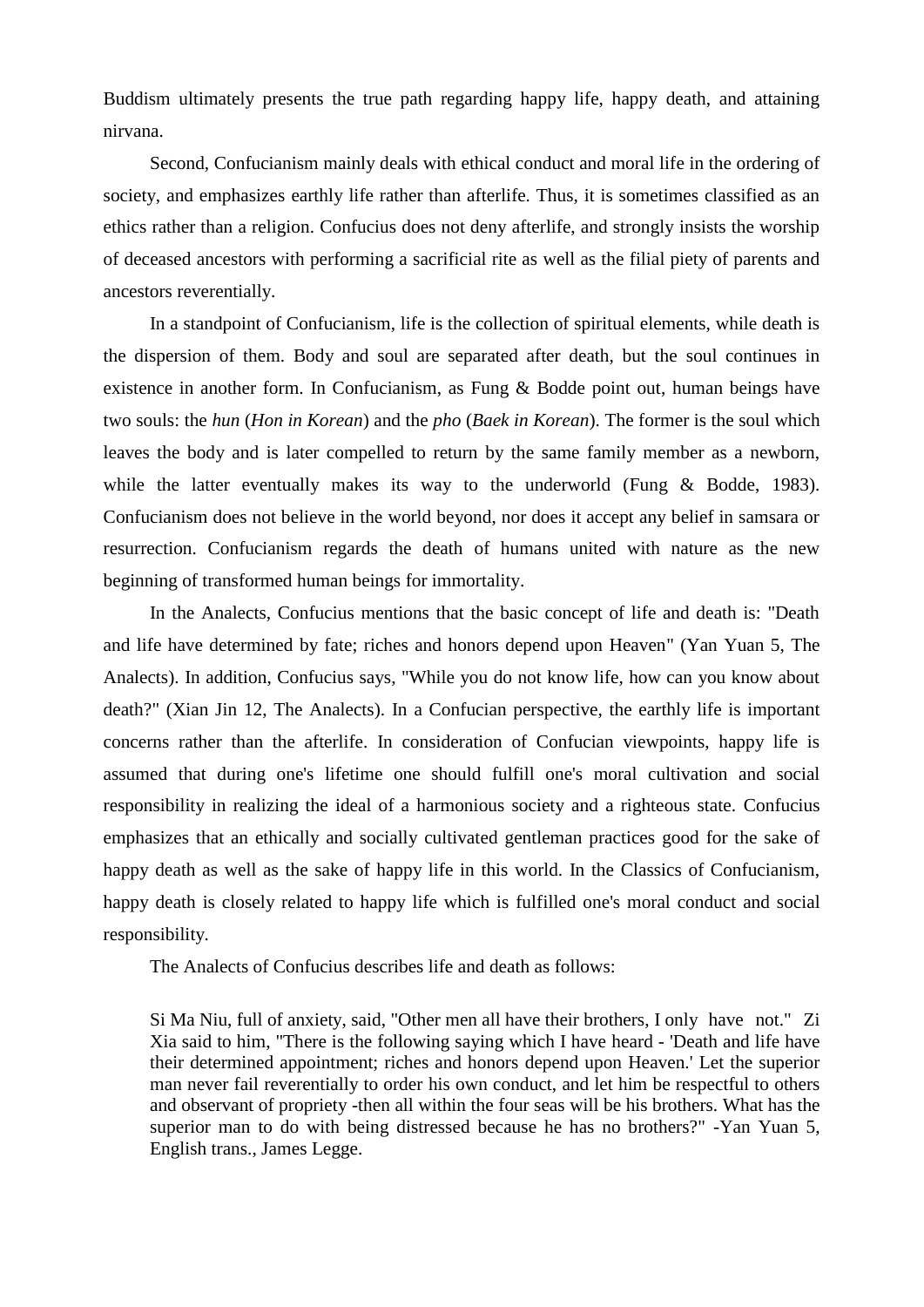Buddism ultimately presents the true path regarding happy life, happy death, and attaining nirvana.

Second, Confucianism mainly deals with ethical conduct and moral life in the ordering of society, and emphasizes earthly life rather than afterlife. Thus, it is sometimes classified as an ethics rather than a religion. Confucius does not deny afterlife, and strongly insists the worship of deceased ancestors with performing a sacrificial rite as well as the filial piety of parents and ancestors reverentially.

In a standpoint of Confucianism, life is the collection of spiritual elements, while death is the dispersion of them. Body and soul are separated after death, but the soul continues in existence in another form. In Confucianism, as Fung & Bodde point out, human beings have two souls: the *hun* (*Hon in Korean*) and the *pho* (*Baek in Korean*). The former is the soul which leaves the body and is later compelled to return by the same family member as a newborn, while the latter eventually makes its way to the underworld (Fung & Bodde, 1983). Confucianism does not believe in the world beyond, nor does it accept any belief in samsara or resurrection. Confucianism regards the death of humans united with nature as the new beginning of transformed human beings for immortality.

In the Analects, Confucius mentions that the basic concept of life and death is: "Death and life have determined by fate; riches and honors depend upon Heaven" (Yan Yuan 5, The Analects). In addition, Confucius says, "While you do not know life, how can you know about death?" (Xian Jin 12, The Analects). In a Confucian perspective, the earthly life is important concerns rather than the afterlife. In consideration of Confucian viewpoints, happy life is assumed that during one's lifetime one should fulfill one's moral cultivation and social responsibility in realizing the ideal of a harmonious society and a righteous state. Confucius emphasizes that an ethically and socially cultivated gentleman practices good for the sake of happy death as well as the sake of happy life in this world. In the Classics of Confucianism, happy death is closely related to happy life which is fulfilled one's moral conduct and social responsibility.

The Analects of Confucius describes life and death as follows:

> Si Ma Niu, full of anxiety, said, "Other men all have their brothers, I only have not." Zi Xia said to him, "There is the following saying which I have heard - 'Death and life have their determined appointment; riches and honors depend upon Heaven.' Let the superior man never fail reverentially to order his own conduct, and let him be respectful to others and observant of propriety -then all within the four seas will be his brothers. What has the superior man to do with being distressed because he has no brothers?" -Yan Yuan 5, English trans., James Legge.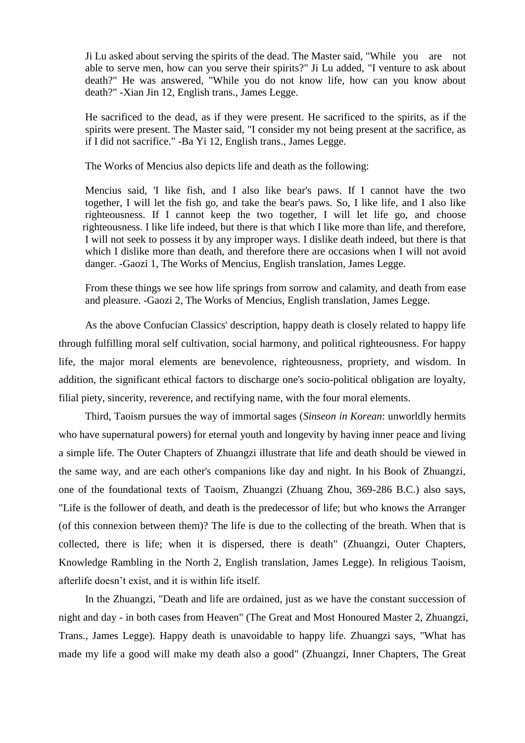> Ji Lu asked about serving the spirits of the dead. The Master said, "While you are not able to serve men, how can you serve their spirits?" Ji Lu added, "I venture to ask about death?" He was answered, "While you do not know life, how can you know about death?" -Xian Jin 12, English trans., James Legge.

> He sacrificed to the dead, as if they were present. He sacrificed to the spirits, as if the spirits were present. The Master said, "I consider my not being present at the sacrifice, as if I did not sacrifice." -Ba Yi 12, English trans., James Legge.

> The Works of Mencius also depicts life and death as the following:

> Mencius said, 'I like fish, and I also like bear's paws. If I cannot have the two together, I will let the fish go, and take the bear's paws. So, I like life, and I also like righteousness. If I cannot keep the two together, I will let life go, and choose righteousness. I like life indeed, but there is that which I like more than life, and therefore, I will not seek to possess it by any improper ways. I dislike death indeed, but there is that which I dislike more than death, and therefore there are occasions when I will not avoid danger. -Gaozi 1, The Works of Mencius, English translation, James Legge.

> From these things we see how life springs from sorrow and calamity, and death from ease and pleasure. -Gaozi 2, The Works of Mencius, English translation, James Legge.

As the above Confucian Classics' description, happy death is closely related to happy life through fulfilling moral self cultivation, social harmony, and political righteousness. For happy life, the major moral elements are benevolence, righteousness, propriety, and wisdom. In addition, the significant ethical factors to discharge one's socio-political obligation are loyalty, filial piety, sincerity, reverence, and rectifying name, with the four moral elements.

Third, Taoism pursues the way of immortal sages (*Sinseon in Korean*: unworldly hermits who have supernatural powers) for eternal youth and longevity by having inner peace and living a simple life. The Outer Chapters of Zhuangzi illustrate that life and death should be viewed in the same way, and are each other's companions like day and night. In his Book of Zhuangzi, one of the foundational texts of Taoism, Zhuangzi (Zhuang Zhou, 369-286 B.C.) also says, "Life is the follower of death, and death is the predecessor of life; but who knows the Arranger (of this connexion between them)? The life is due to the collecting of the breath. When that is collected, there is life; when it is dispersed, there is death" (Zhuangzi, Outer Chapters, Knowledge Rambling in the North 2, English translation, James Legge). In religious Taoism, afterlife doesn't exist, and it is within life itself.

In the Zhuangzi, "Death and life are ordained, just as we have the constant succession of night and day - in both cases from Heaven" (The Great and Most Honoured Master 2, Zhuangzi, Trans., James Legge). Happy death is unavoidable to happy life. Zhuangzi says, "What has made my life a good will make my death also a good" (Zhuangzi, Inner Chapters, The Great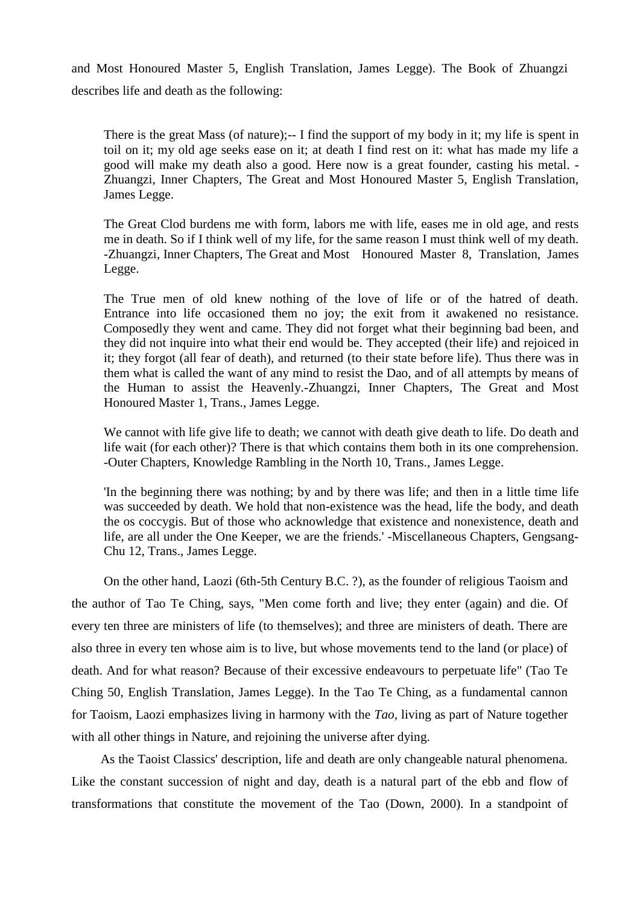and Most Honoured Master 5, English Translation, James Legge). The Book of Zhuangzi describes life and death as the following:

> There is the great Mass (of nature);-- I find the support of my body in it; my life is spent in toil on it; my old age seeks ease on it; at death I find rest on it: what has made my life a good will make my death also a good. Here now is a great founder, casting his metal. -Zhuangzi, Inner Chapters, The Great and Most Honoured Master 5, English Translation, James Legge.
>
> The Great Clod burdens me with form, labors me with life, eases me in old age, and rests me in death. So if I think well of my life, for the same reason I must think well of my death. -Zhuangzi, Inner Chapters, The Great and Most Honoured Master 8, Translation, James Legge.
>
> The True men of old knew nothing of the love of life or of the hatred of death. Entrance into life occasioned them no joy; the exit from it awakened no resistance. Composedly they went and came. They did not forget what their beginning bad been, and they did not inquire into what their end would be. They accepted (their life) and rejoiced in it; they forgot (all fear of death), and returned (to their state before life). Thus there was in them what is called the want of any mind to resist the Dao, and of all attempts by means of the Human to assist the Heavenly.-Zhuangzi, Inner Chapters, The Great and Most Honoured Master 1, Trans., James Legge.
>
> We cannot with life give life to death; we cannot with death give death to life. Do death and life wait (for each other)? There is that which contains them both in its one comprehension. -Outer Chapters, Knowledge Rambling in the North 10, Trans., James Legge.
>
> 'In the beginning there was nothing; by and by there was life; and then in a little time life was succeeded by death. We hold that non-existence was the head, life the body, and death the os coccygis. But of those who acknowledge that existence and nonexistence, death and life, are all under the One Keeper, we are the friends.' -Miscellaneous Chapters, Gengsang-Chu 12, Trans., James Legge.

On the other hand, Laozi (6th-5th Century B.C. ?), as the founder of religious Taoism and the author of Tao Te Ching, says, "Men come forth and live; they enter (again) and die. Of every ten three are ministers of life (to themselves); and three are ministers of death. There are also three in every ten whose aim is to live, but whose movements tend to the land (or place) of death. And for what reason? Because of their excessive endeavours to perpetuate life" (Tao Te Ching 50, English Translation, James Legge). In the Tao Te Ching, as a fundamental cannon for Taoism, Laozi emphasizes living in harmony with the *Tao*, living as part of Nature together with all other things in Nature, and rejoining the universe after dying.

As the Taoist Classics' description, life and death are only changeable natural phenomena. Like the constant succession of night and day, death is a natural part of the ebb and flow of transformations that constitute the movement of the Tao (Down, 2000). In a standpoint of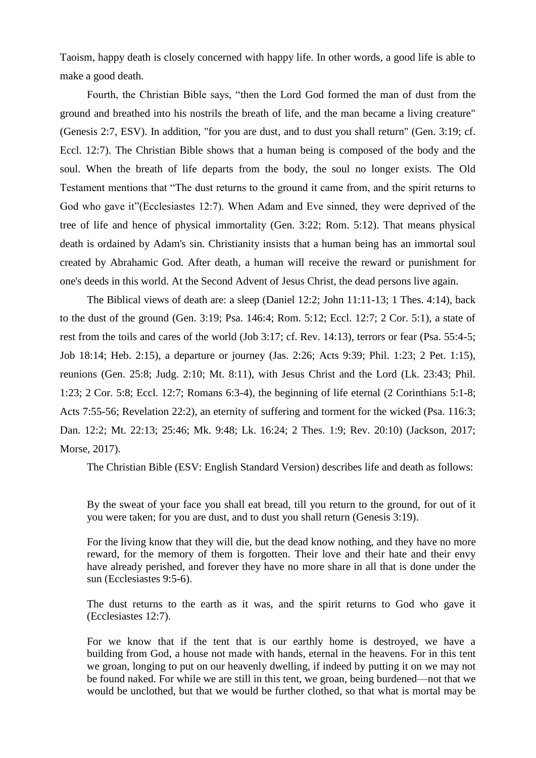Taoism, happy death is closely concerned with happy life. In other words, a good life is able to make a good death.

Fourth, the Christian Bible says, "then the Lord God formed the man of dust from the ground and breathed into his nostrils the breath of life, and the man became a living creature" (Genesis 2:7, ESV). In addition, "for you are dust, and to dust you shall return" (Gen. 3:19; cf. Eccl. 12:7). The Christian Bible shows that a human being is composed of the body and the soul. When the breath of life departs from the body, the soul no longer exists. The Old Testament mentions that "The dust returns to the ground it came from, and the spirit returns to God who gave it"(Ecclesiastes 12:7). When Adam and Eve sinned, they were deprived of the tree of life and hence of physical immortality (Gen. 3:22; Rom. 5:12). That means physical death is ordained by Adam's sin. Christianity insists that a human being has an immortal soul created by Abrahamic God. After death, a human will receive the reward or punishment for one's deeds in this world. At the Second Advent of Jesus Christ, the dead persons live again.

The Biblical views of death are: a sleep (Daniel 12:2; John 11:11-13; 1 Thes. 4:14), back to the dust of the ground (Gen. 3:19; Psa. 146:4; Rom. 5:12; Eccl. 12:7; 2 Cor. 5:1), a state of rest from the toils and cares of the world (Job 3:17; cf. Rev. 14:13), terrors or fear (Psa. 55:4-5; Job 18:14; Heb. 2:15), a departure or journey (Jas. 2:26; Acts 9:39; Phil. 1:23; 2 Pet. 1:15), reunions (Gen. 25:8; Judg. 2:10; Mt. 8:11), with Jesus Christ and the Lord (Lk. 23:43; Phil. 1:23; 2 Cor. 5:8; Eccl. 12:7; Romans 6:3-4), the beginning of life eternal (2 Corinthians 5:1-8; Acts 7:55-56; Revelation 22:2), an eternity of suffering and torment for the wicked (Psa. 116:3; Dan. 12:2; Mt. 22:13; 25:46; Mk. 9:48; Lk. 16:24; 2 Thes. 1:9; Rev. 20:10) (Jackson, 2017; Morse, 2017).

The Christian Bible (ESV: English Standard Version) describes life and death as follows:

> By the sweat of your face you shall eat bread, till you return to the ground, for out of it you were taken; for you are dust, and to dust you shall return (Genesis 3:19).
>
> For the living know that they will die, but the dead know nothing, and they have no more reward, for the memory of them is forgotten. Their love and their hate and their envy have already perished, and forever they have no more share in all that is done under the sun (Ecclesiastes 9:5-6).
>
> The dust returns to the earth as it was, and the spirit returns to God who gave it (Ecclesiastes 12:7).
>
> For we know that if the tent that is our earthly home is destroyed, we have a building from God, a house not made with hands, eternal in the heavens. For in this tent we groan, longing to put on our heavenly dwelling, if indeed by putting it on we may not be found naked. For while we are still in this tent, we groan, being burdened—not that we would be unclothed, but that we would be further clothed, so that what is mortal may be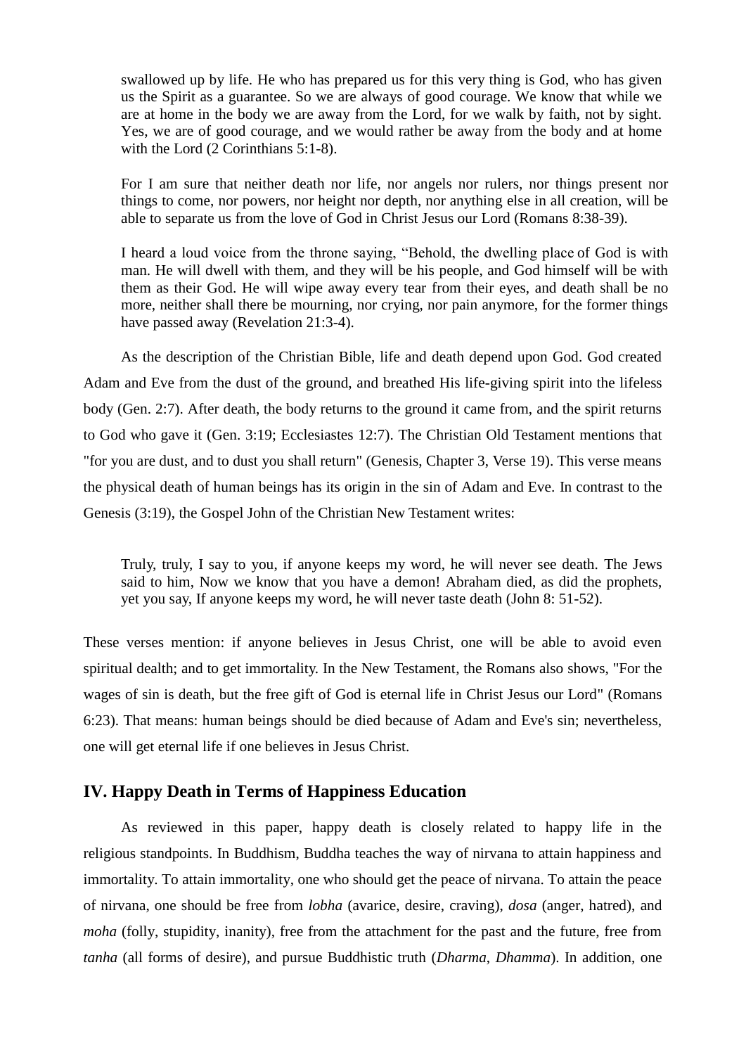> swallowed up by life. He who has prepared us for this very thing is God, who has given us the Spirit as a guarantee. So we are always of good courage. We know that while we are at home in the body we are away from the Lord, for we walk by faith, not by sight. Yes, we are of good courage, and we would rather be away from the body and at home with the Lord (2 Corinthians 5:1-8).

> For I am sure that neither death nor life, nor angels nor rulers, nor things present nor things to come, nor powers, nor height nor depth, nor anything else in all creation, will be able to separate us from the love of God in Christ Jesus our Lord (Romans 8:38-39).

> I heard a loud voice from the throne saying, "Behold, the dwelling place of God is with man. He will dwell with them, and they will be his people, and God himself will be with them as their God. He will wipe away every tear from their eyes, and death shall be no more, neither shall there be mourning, nor crying, nor pain anymore, for the former things have passed away (Revelation 21:3-4).

As the description of the Christian Bible, life and death depend upon God. God created Adam and Eve from the dust of the ground, and breathed His life-giving spirit into the lifeless body (Gen. 2:7). After death, the body returns to the ground it came from, and the spirit returns to God who gave it (Gen. 3:19; Ecclesiastes 12:7). The Christian Old Testament mentions that "for you are dust, and to dust you shall return" (Genesis, Chapter 3, Verse 19). This verse means the physical death of human beings has its origin in the sin of Adam and Eve. In contrast to the Genesis (3:19), the Gospel John of the Christian New Testament writes:

> Truly, truly, I say to you, if anyone keeps my word, he will never see death. The Jews said to him, Now we know that you have a demon! Abraham died, as did the prophets, yet you say, If anyone keeps my word, he will never taste death (John 8: 51-52).

These verses mention: if anyone believes in Jesus Christ, one will be able to avoid even spiritual dealth; and to get immortality. In the New Testament, the Romans also shows, "For the wages of sin is death, but the free gift of God is eternal life in Christ Jesus our Lord" (Romans 6:23). That means: human beings should be died because of Adam and Eve's sin; nevertheless, one will get eternal life if one believes in Jesus Christ.

## IV. Happy Death in Terms of Happiness Education

As reviewed in this paper, happy death is closely related to happy life in the religious standpoints. In Buddhism, Buddha teaches the way of nirvana to attain happiness and immortality. To attain immortality, one who should get the peace of nirvana. To attain the peace of nirvana, one should be free from *lobha* (avarice, desire, craving), *dosa* (anger, hatred), and *moha* (folly, stupidity, inanity), free from the attachment for the past and the future, free from *tanha* (all forms of desire), and pursue Buddhistic truth (*Dharma*, *Dhamma*). In addition, one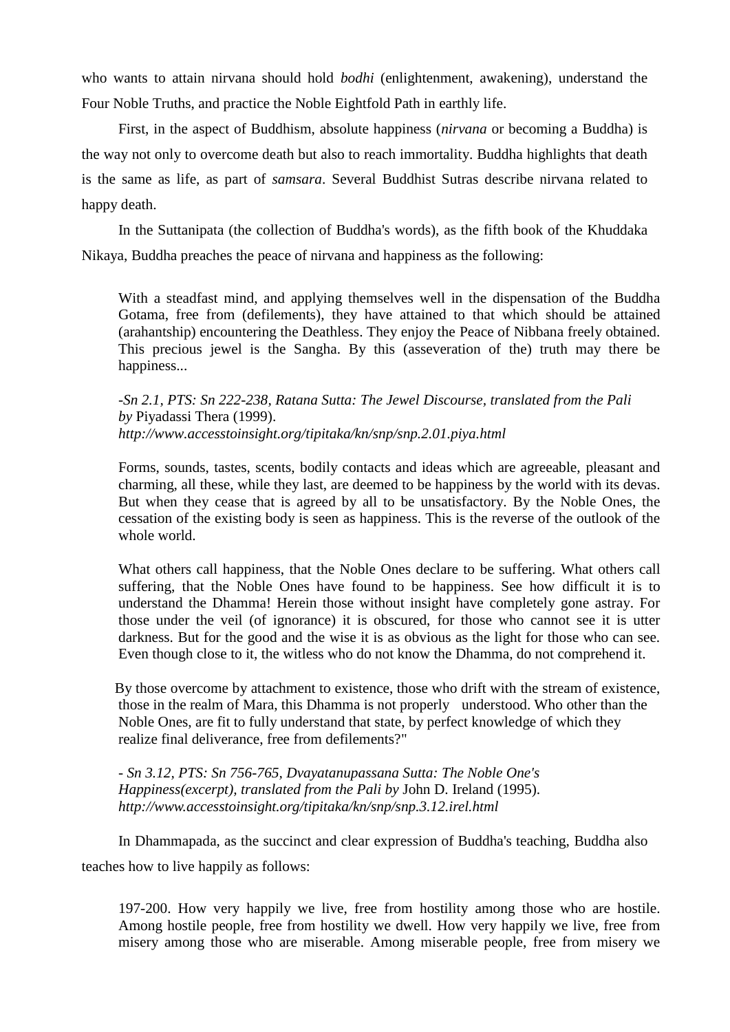who wants to attain nirvana should hold *bodhi* (enlightenment, awakening), understand the Four Noble Truths, and practice the Noble Eightfold Path in earthly life.

First, in the aspect of Buddhism, absolute happiness (*nirvana* or becoming a Buddha) is the way not only to overcome death but also to reach immortality. Buddha highlights that death is the same as life, as part of *samsara*. Several Buddhist Sutras describe nirvana related to happy death.

In the Suttanipata (the collection of Buddha's words), as the fifth book of the Khuddaka Nikaya, Buddha preaches the peace of nirvana and happiness as the following:

> With a steadfast mind, and applying themselves well in the dispensation of the Buddha Gotama, free from (defilements), they have attained to that which should be attained (arahantship) encountering the Deathless. They enjoy the Peace of Nibbana freely obtained. This precious jewel is the Sangha. By this (asseveration of the) truth may there be happiness...
>
> *-Sn 2.1, PTS: Sn 222-238, Ratana Sutta: The Jewel Discourse, translated from the Pali by* Piyadassi Thera (1999).
> *http://www.accesstoinsight.org/tipitaka/kn/snp/snp.2.01.piya.html*
>
> Forms, sounds, tastes, scents, bodily contacts and ideas which are agreeable, pleasant and charming, all these, while they last, are deemed to be happiness by the world with its devas. But when they cease that is agreed by all to be unsatisfactory. By the Noble Ones, the cessation of the existing body is seen as happiness. This is the reverse of the outlook of the whole world.
>
> What others call happiness, that the Noble Ones declare to be suffering. What others call suffering, that the Noble Ones have found to be happiness. See how difficult it is to understand the Dhamma! Herein those without insight have completely gone astray. For those under the veil (of ignorance) it is obscured, for those who cannot see it is utter darkness. But for the good and the wise it is as obvious as the light for those who can see. Even though close to it, the witless who do not know the Dhamma, do not comprehend it.
>
> By those overcome by attachment to existence, those who drift with the stream of existence, those in the realm of Mara, this Dhamma is not properly understood. Who other than the Noble Ones, are fit to fully understand that state, by perfect knowledge of which they realize final deliverance, free from defilements?"
>
> *- Sn 3.12, PTS: Sn 756-765, Dvayatanupassana Sutta: The Noble One's Happiness(excerpt), translated from the Pali by* John D. Ireland (1995).
> *http://www.accesstoinsight.org/tipitaka/kn/snp/snp.3.12.irel.html*

In Dhammapada, as the succinct and clear expression of Buddha's teaching, Buddha also teaches how to live happily as follows:

> 197-200. How very happily we live, free from hostility among those who are hostile. Among hostile people, free from hostility we dwell. How very happily we live, free from misery among those who are miserable. Among miserable people, free from misery we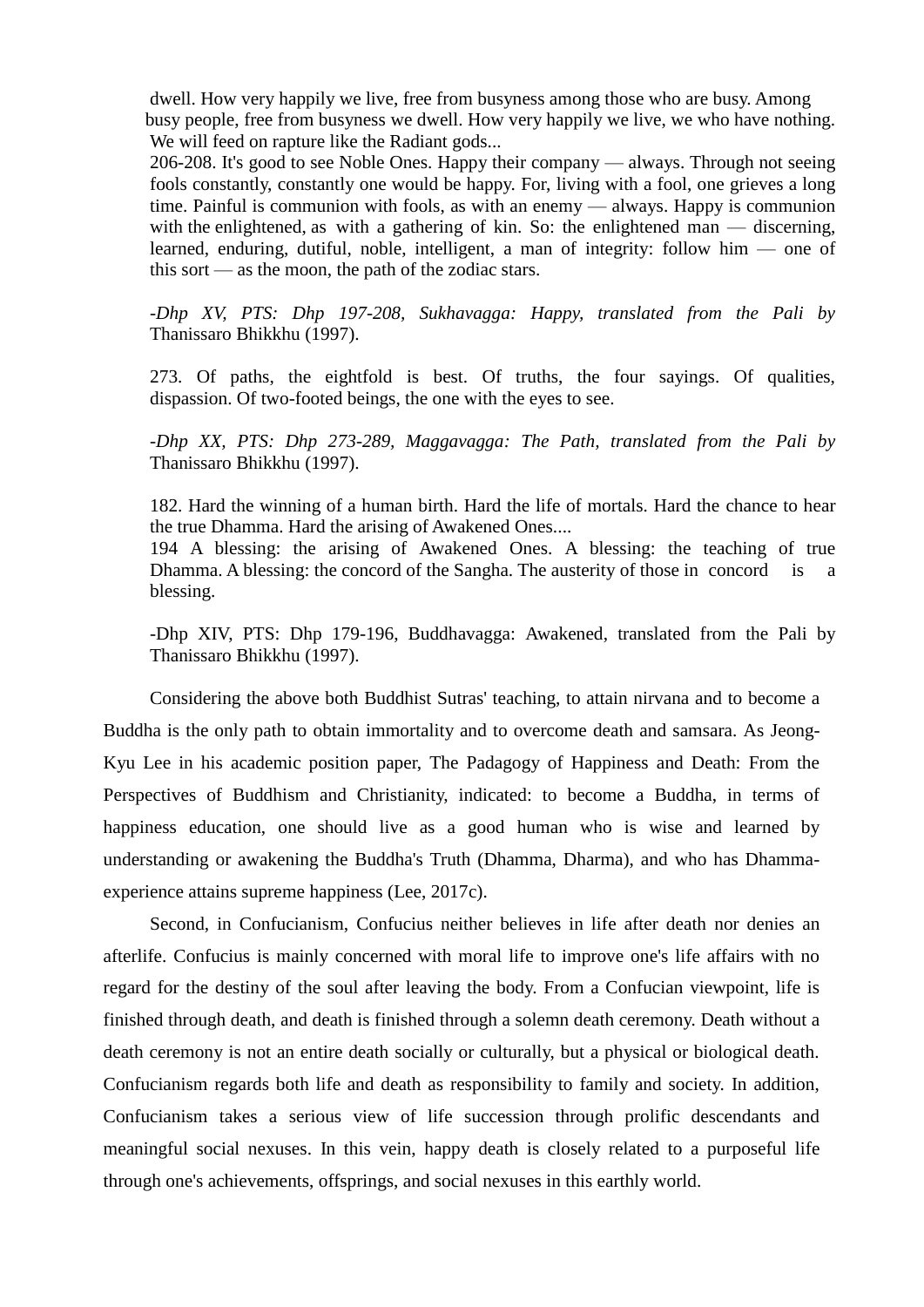dwell. How very happily we live, free from busyness among those who are busy. Among busy people, free from busyness we dwell. How very happily we live, we who have nothing. We will feed on rapture like the Radiant gods...

206-208. It's good to see Noble Ones. Happy their company — always. Through not seeing fools constantly, constantly one would be happy. For, living with a fool, one grieves a long time. Painful is communion with fools, as with an enemy — always. Happy is communion with the enlightened, as with a gathering of kin. So: the enlightened man — discerning, learned, enduring, dutiful, noble, intelligent, a man of integrity: follow him — one of this sort — as the moon, the path of the zodiac stars.

*-Dhp XV, PTS: Dhp 197-208, Sukhavagga: Happy, translated from the Pali by* Thanissaro Bhikkhu (1997).

273. Of paths, the eightfold is best. Of truths, the four sayings. Of qualities, dispassion. Of two-footed beings, the one with the eyes to see.

*-Dhp XX, PTS: Dhp 273-289, Maggavagga: The Path, translated from the Pali by* Thanissaro Bhikkhu (1997).

182. Hard the winning of a human birth. Hard the life of mortals. Hard the chance to hear the true Dhamma. Hard the arising of Awakened Ones....

194 A blessing: the arising of Awakened Ones. A blessing: the teaching of true Dhamma. A blessing: the concord of the Sangha. The austerity of those in concord is a blessing.

-Dhp XIV, PTS: Dhp 179-196, Buddhavagga: Awakened, translated from the Pali by Thanissaro Bhikkhu (1997).

Considering the above both Buddhist Sutras' teaching, to attain nirvana and to become a Buddha is the only path to obtain immortality and to overcome death and samsara. As Jeong-Kyu Lee in his academic position paper, The Padagogy of Happiness and Death: From the Perspectives of Buddhism and Christianity, indicated: to become a Buddha, in terms of happiness education, one should live as a good human who is wise and learned by understanding or awakening the Buddha's Truth (Dhamma, Dharma), and who has Dhamma-experience attains supreme happiness (Lee, 2017c).

Second, in Confucianism, Confucius neither believes in life after death nor denies an afterlife. Confucius is mainly concerned with moral life to improve one's life affairs with no regard for the destiny of the soul after leaving the body. From a Confucian viewpoint, life is finished through death, and death is finished through a solemn death ceremony. Death without a death ceremony is not an entire death socially or culturally, but a physical or biological death. Confucianism regards both life and death as responsibility to family and society. In addition, Confucianism takes a serious view of life succession through prolific descendants and meaningful social nexuses. In this vein, happy death is closely related to a purposeful life through one's achievements, offsprings, and social nexuses in this earthly world.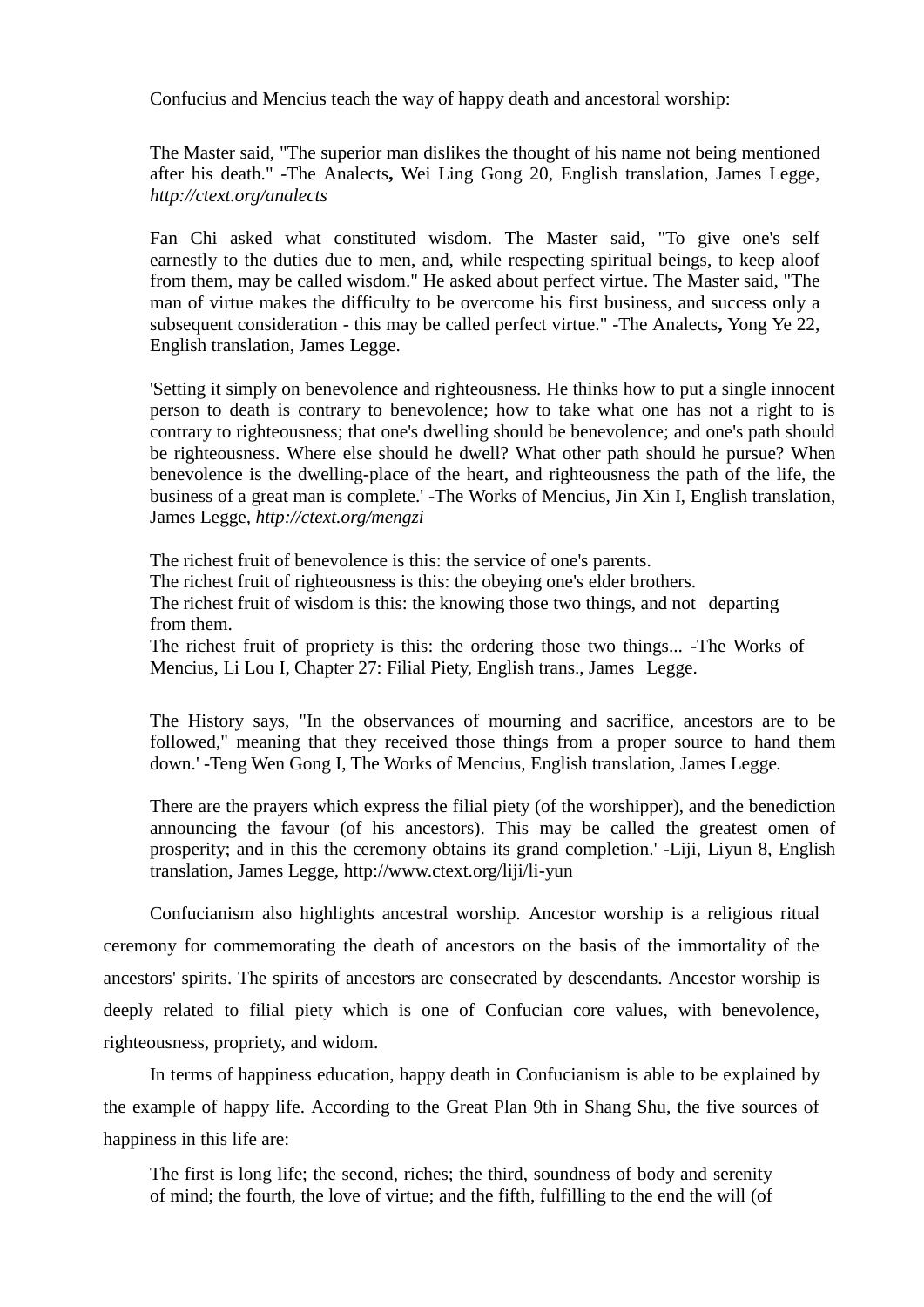Confucius and Mencius teach the way of happy death and ancestoral worship:

> The Master said, "The superior man dislikes the thought of his name not being mentioned after his death." -The Analects**,** Wei Ling Gong 20, English translation, James Legge, *http://ctext.org/analects*

> Fan Chi asked what constituted wisdom. The Master said, "To give one's self earnestly to the duties due to men, and, while respecting spiritual beings, to keep aloof from them, may be called wisdom." He asked about perfect virtue. The Master said, "The man of virtue makes the difficulty to be overcome his first business, and success only a subsequent consideration - this may be called perfect virtue." -The Analects**,** Yong Ye 22, English translation, James Legge.

> 'Setting it simply on benevolence and righteousness. He thinks how to put a single innocent person to death is contrary to benevolence; how to take what one has not a right to is contrary to righteousness; that one's dwelling should be benevolence; and one's path should be righteousness. Where else should he dwell? What other path should he pursue? When benevolence is the dwelling-place of the heart, and righteousness the path of the life, the business of a great man is complete.' -The Works of Mencius, Jin Xin I, English translation, James Legge, *http://ctext.org/mengzi*

> The richest fruit of benevolence is this: the service of one's parents.
> The richest fruit of righteousness is this: the obeying one's elder brothers.
> The richest fruit of wisdom is this: the knowing those two things, and not departing from them.
> The richest fruit of propriety is this: the ordering those two things... -The Works of Mencius, Li Lou I, Chapter 27: Filial Piety, English trans., James Legge.

> The History says, "In the observances of mourning and sacrifice, ancestors are to be followed," meaning that they received those things from a proper source to hand them down.' -Teng Wen Gong I, The Works of Mencius, English translation, James Legge.

> There are the prayers which express the filial piety (of the worshipper), and the benediction announcing the favour (of his ancestors). This may be called the greatest omen of prosperity; and in this the ceremony obtains its grand completion.' -Liji, Liyun 8, English translation, James Legge, http://www.ctext.org/liji/li-yun

Confucianism also highlights ancestral worship. Ancestor worship is a religious ritual ceremony for commemorating the death of ancestors on the basis of the immortality of the ancestors' spirits. The spirits of ancestors are consecrated by descendants. Ancestor worship is deeply related to filial piety which is one of Confucian core values, with benevolence, righteousness, propriety, and widom.

In terms of happiness education, happy death in Confucianism is able to be explained by the example of happy life. According to the Great Plan 9th in Shang Shu, the five sources of happiness in this life are:

> The first is long life; the second, riches; the third, soundness of body and serenity of mind; the fourth, the love of virtue; and the fifth, fulfilling to the end the will (of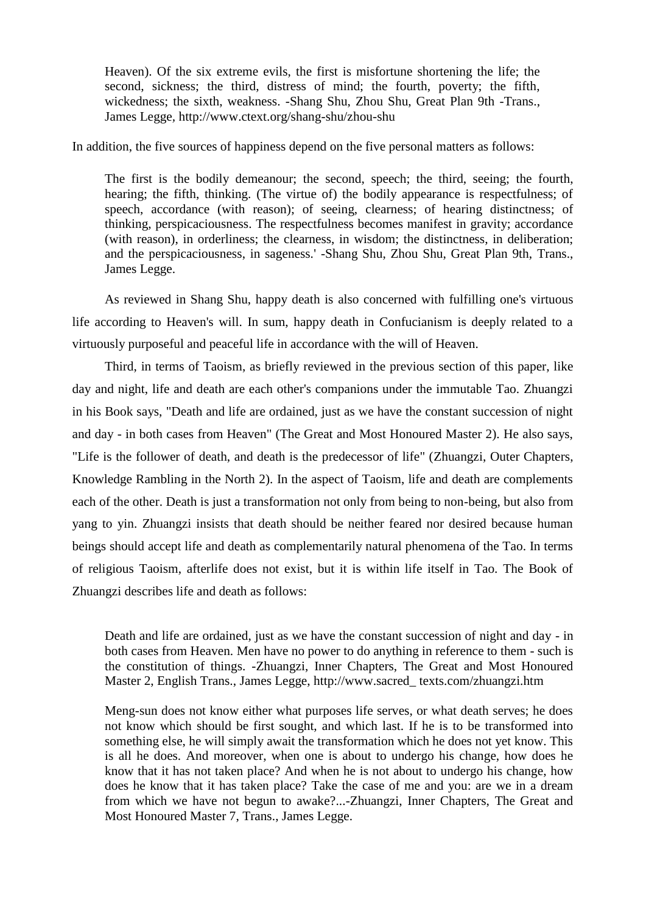> Heaven). Of the six extreme evils, the first is misfortune shortening the life; the second, sickness; the third, distress of mind; the fourth, poverty; the fifth, wickedness; the sixth, weakness. -Shang Shu, Zhou Shu, Great Plan 9th -Trans., James Legge, http://www.ctext.org/shang-shu/zhou-shu

In addition, the five sources of happiness depend on the five personal matters as follows:

> The first is the bodily demeanour; the second, speech; the third, seeing; the fourth, hearing; the fifth, thinking. (The virtue of) the bodily appearance is respectfulness; of speech, accordance (with reason); of seeing, clearness; of hearing distinctness; of thinking, perspicaciousness. The respectfulness becomes manifest in gravity; accordance (with reason), in orderliness; the clearness, in wisdom; the distinctness, in deliberation; and the perspicaciousness, in sageness.' -Shang Shu, Zhou Shu, Great Plan 9th, Trans., James Legge.

As reviewed in Shang Shu, happy death is also concerned with fulfilling one's virtuous life according to Heaven's will. In sum, happy death in Confucianism is deeply related to a virtuously purposeful and peaceful life in accordance with the will of Heaven.

Third, in terms of Taoism, as briefly reviewed in the previous section of this paper, like day and night, life and death are each other's companions under the immutable Tao. Zhuangzi in his Book says, "Death and life are ordained, just as we have the constant succession of night and day - in both cases from Heaven" (The Great and Most Honoured Master 2). He also says, "Life is the follower of death, and death is the predecessor of life" (Zhuangzi, Outer Chapters, Knowledge Rambling in the North 2). In the aspect of Taoism, life and death are complements each of the other. Death is just a transformation not only from being to non-being, but also from yang to yin. Zhuangzi insists that death should be neither feared nor desired because human beings should accept life and death as complementarily natural phenomena of the Tao. In terms of religious Taoism, afterlife does not exist, but it is within life itself in Tao. The Book of Zhuangzi describes life and death as follows:

> Death and life are ordained, just as we have the constant succession of night and day - in both cases from Heaven. Men have no power to do anything in reference to them - such is the constitution of things. -Zhuangzi, Inner Chapters, The Great and Most Honoured Master 2, English Trans., James Legge, http://www.sacred_ texts.com/zhuangzi.htm

> Meng-sun does not know either what purposes life serves, or what death serves; he does not know which should be first sought, and which last. If he is to be transformed into something else, he will simply await the transformation which he does not yet know. This is all he does. And moreover, when one is about to undergo his change, how does he know that it has not taken place? And when he is not about to undergo his change, how does he know that it has taken place? Take the case of me and you: are we in a dream from which we have not begun to awake?...-Zhuangzi, Inner Chapters, The Great and Most Honoured Master 7, Trans., James Legge.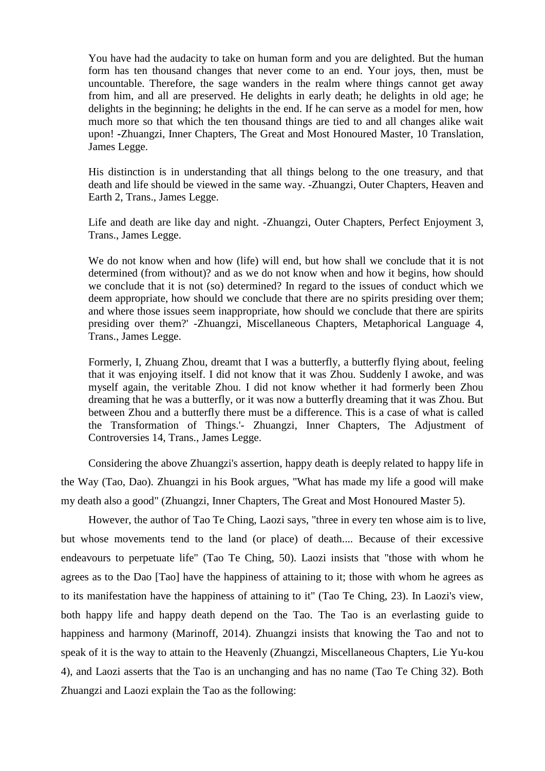> You have had the audacity to take on human form and you are delighted. But the human form has ten thousand changes that never come to an end. Your joys, then, must be uncountable. Therefore, the sage wanders in the realm where things cannot get away from him, and all are preserved. He delights in early death; he delights in old age; he delights in the beginning; he delights in the end. If he can serve as a model for men, how much more so that which the ten thousand things are tied to and all changes alike wait upon! -Zhuangzi, Inner Chapters, The Great and Most Honoured Master, 10 Translation, James Legge.

> His distinction is in understanding that all things belong to the one treasury, and that death and life should be viewed in the same way. -Zhuangzi, Outer Chapters, Heaven and Earth 2, Trans., James Legge.

> Life and death are like day and night. -Zhuangzi, Outer Chapters, Perfect Enjoyment 3, Trans., James Legge.

> We do not know when and how (life) will end, but how shall we conclude that it is not determined (from without)? and as we do not know when and how it begins, how should we conclude that it is not (so) determined? In regard to the issues of conduct which we deem appropriate, how should we conclude that there are no spirits presiding over them; and where those issues seem inappropriate, how should we conclude that there are spirits presiding over them?' -Zhuangzi, Miscellaneous Chapters, Metaphorical Language 4, Trans., James Legge.

> Formerly, I, Zhuang Zhou, dreamt that I was a butterfly, a butterfly flying about, feeling that it was enjoying itself. I did not know that it was Zhou. Suddenly I awoke, and was myself again, the veritable Zhou. I did not know whether it had formerly been Zhou dreaming that he was a butterfly, or it was now a butterfly dreaming that it was Zhou. But between Zhou and a butterfly there must be a difference. This is a case of what is called the Transformation of Things.'- Zhuangzi, Inner Chapters, The Adjustment of Controversies 14, Trans., James Legge.

Considering the above Zhuangzi's assertion, happy death is deeply related to happy life in the Way (Tao, Dao). Zhuangzi in his Book argues, "What has made my life a good will make my death also a good" (Zhuangzi, Inner Chapters, The Great and Most Honoured Master 5).

However, the author of Tao Te Ching, Laozi says, "three in every ten whose aim is to live, but whose movements tend to the land (or place) of death.... Because of their excessive endeavours to perpetuate life" (Tao Te Ching, 50). Laozi insists that "those with whom he agrees as to the Dao [Tao] have the happiness of attaining to it; those with whom he agrees as to its manifestation have the happiness of attaining to it" (Tao Te Ching, 23). In Laozi's view, both happy life and happy death depend on the Tao. The Tao is an everlasting guide to happiness and harmony (Marinoff, 2014). Zhuangzi insists that knowing the Tao and not to speak of it is the way to attain to the Heavenly (Zhuangzi, Miscellaneous Chapters, Lie Yu-kou 4), and Laozi asserts that the Tao is an unchanging and has no name (Tao Te Ching 32). Both Zhuangzi and Laozi explain the Tao as the following: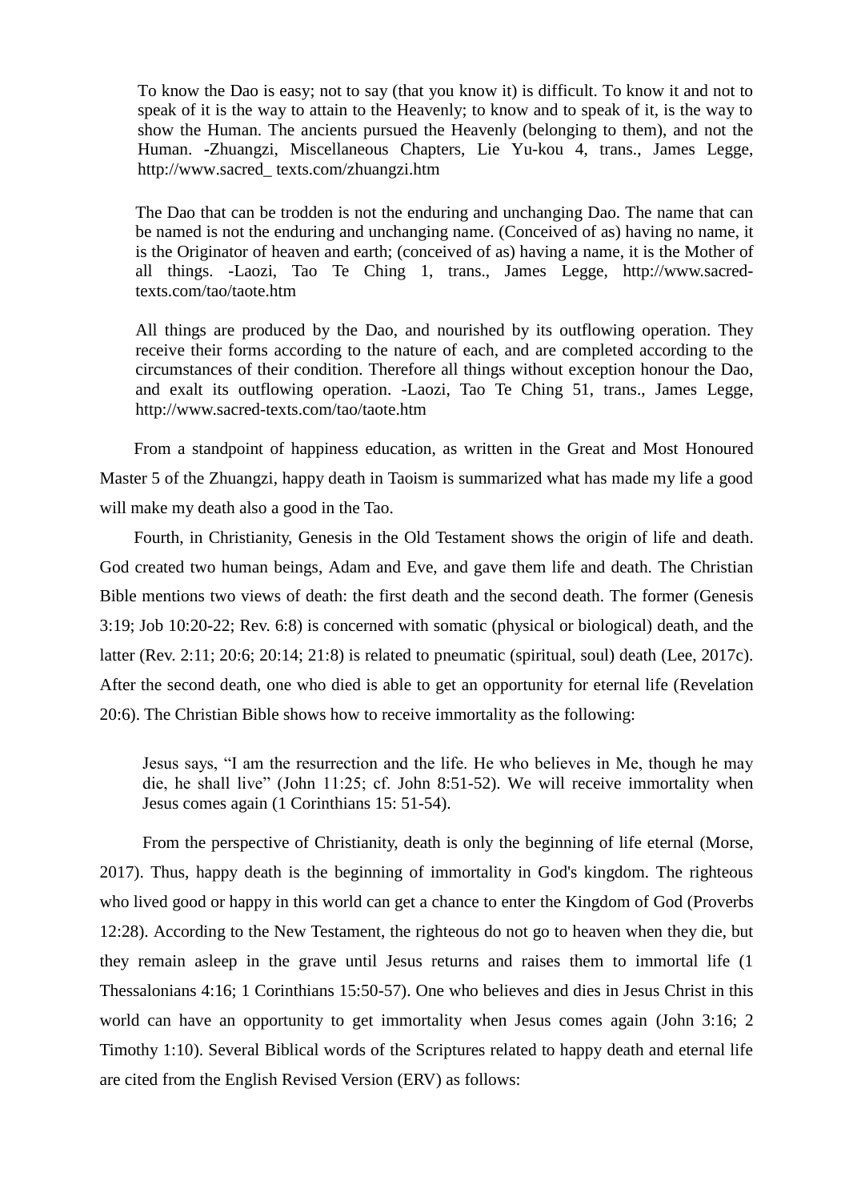> To know the Dao is easy; not to say (that you know it) is difficult. To know it and not to speak of it is the way to attain to the Heavenly; to know and to speak of it, is the way to show the Human. The ancients pursued the Heavenly (belonging to them), and not the Human. -Zhuangzi, Miscellaneous Chapters, Lie Yu-kou 4, trans., James Legge, http://www.sacred_ texts.com/zhuangzi.htm

> The Dao that can be trodden is not the enduring and unchanging Dao. The name that can be named is not the enduring and unchanging name. (Conceived of as) having no name, it is the Originator of heaven and earth; (conceived of as) having a name, it is the Mother of all things. -Laozi, Tao Te Ching 1, trans., James Legge, http://www.sacred-texts.com/tao/taote.htm

> All things are produced by the Dao, and nourished by its outflowing operation. They receive their forms according to the nature of each, and are completed according to the circumstances of their condition. Therefore all things without exception honour the Dao, and exalt its outflowing operation. -Laozi, Tao Te Ching 51, trans., James Legge, http://www.sacred-texts.com/tao/taote.htm

From a standpoint of happiness education, as written in the Great and Most Honoured Master 5 of the Zhuangzi, happy death in Taoism is summarized what has made my life a good will make my death also a good in the Tao.

Fourth, in Christianity, Genesis in the Old Testament shows the origin of life and death. God created two human beings, Adam and Eve, and gave them life and death. The Christian Bible mentions two views of death: the first death and the second death. The former (Genesis 3:19; Job 10:20-22; Rev. 6:8) is concerned with somatic (physical or biological) death, and the latter (Rev. 2:11; 20:6; 20:14; 21:8) is related to pneumatic (spiritual, soul) death (Lee, 2017c). After the second death, one who died is able to get an opportunity for eternal life (Revelation 20:6). The Christian Bible shows how to receive immortality as the following:

> Jesus says, “I am the resurrection and the life. He who believes in Me, though he may die, he shall live” (John 11:25; cf. John 8:51-52). We will receive immortality when Jesus comes again (1 Corinthians 15: 51-54).

From the perspective of Christianity, death is only the beginning of life eternal (Morse, 2017). Thus, happy death is the beginning of immortality in God's kingdom. The righteous who lived good or happy in this world can get a chance to enter the Kingdom of God (Proverbs 12:28). According to the New Testament, the righteous do not go to heaven when they die, but they remain asleep in the grave until Jesus returns and raises them to immortal life (1 Thessalonians 4:16; 1 Corinthians 15:50-57). One who believes and dies in Jesus Christ in this world can have an opportunity to get immortality when Jesus comes again (John 3:16; 2 Timothy 1:10). Several Biblical words of the Scriptures related to happy death and eternal life are cited from the English Revised Version (ERV) as follows: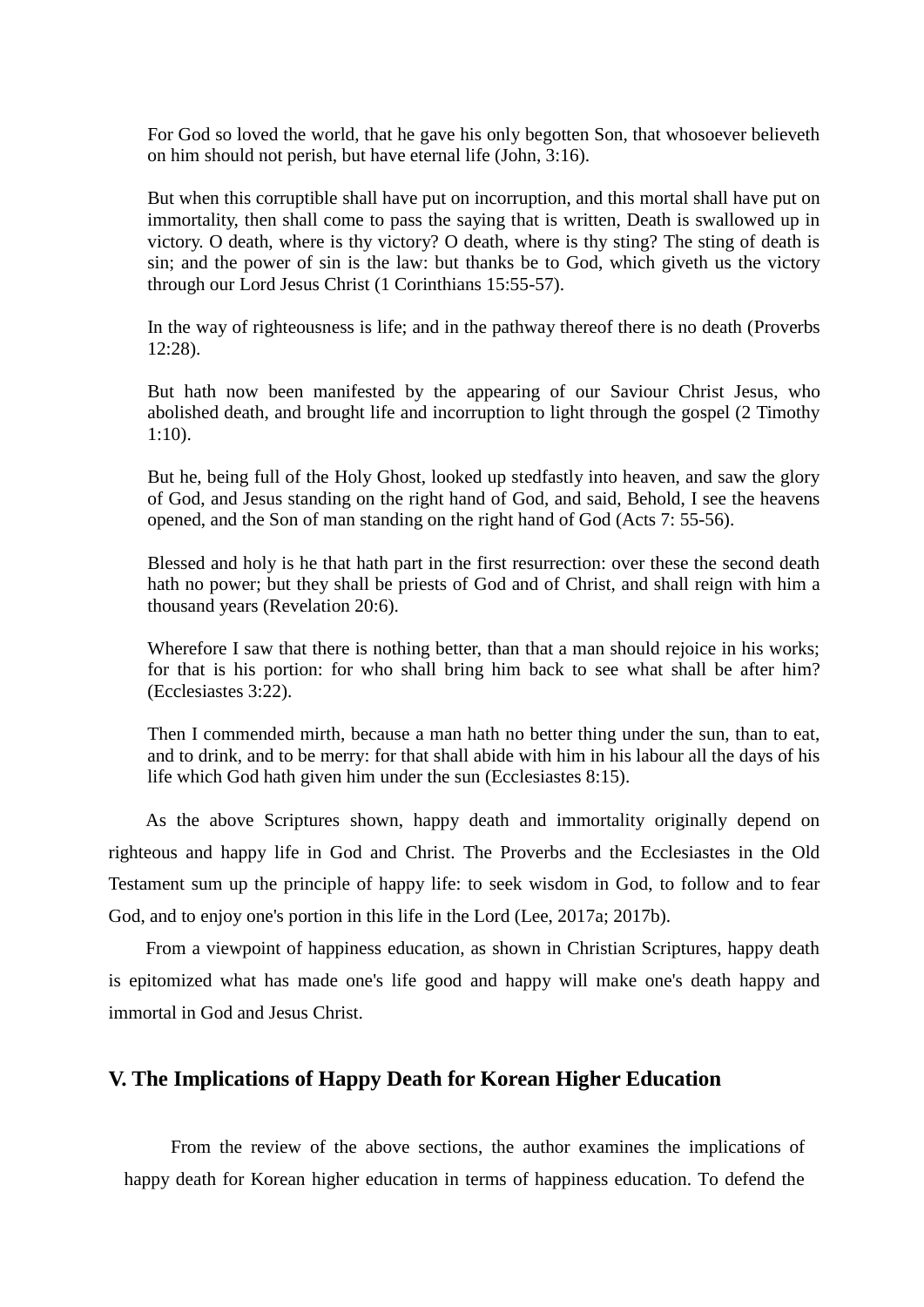> For God so loved the world, that he gave his only begotten Son, that whosoever believeth on him should not perish, but have eternal life (John, 3:16).

> But when this corruptible shall have put on incorruption, and this mortal shall have put on immortality, then shall come to pass the saying that is written, Death is swallowed up in victory. O death, where is thy victory? O death, where is thy sting? The sting of death is sin; and the power of sin is the law: but thanks be to God, which giveth us the victory through our Lord Jesus Christ (1 Corinthians 15:55-57).

> In the way of righteousness is life; and in the pathway thereof there is no death (Proverbs 12:28).

> But hath now been manifested by the appearing of our Saviour Christ Jesus, who abolished death, and brought life and incorruption to light through the gospel (2 Timothy 1:10).

> But he, being full of the Holy Ghost, looked up stedfastly into heaven, and saw the glory of God, and Jesus standing on the right hand of God, and said, Behold, I see the heavens opened, and the Son of man standing on the right hand of God (Acts 7: 55-56).

> Blessed and holy is he that hath part in the first resurrection: over these the second death hath no power; but they shall be priests of God and of Christ, and shall reign with him a thousand years (Revelation 20:6).

> Wherefore I saw that there is nothing better, than that a man should rejoice in his works; for that is his portion: for who shall bring him back to see what shall be after him? (Ecclesiastes 3:22).

> Then I commended mirth, because a man hath no better thing under the sun, than to eat, and to drink, and to be merry: for that shall abide with him in his labour all the days of his life which God hath given him under the sun (Ecclesiastes 8:15).

As the above Scriptures shown, happy death and immortality originally depend on righteous and happy life in God and Christ. The Proverbs and the Ecclesiastes in the Old Testament sum up the principle of happy life: to seek wisdom in God, to follow and to fear God, and to enjoy one's portion in this life in the Lord (Lee, 2017a; 2017b).

From a viewpoint of happiness education, as shown in Christian Scriptures, happy death is epitomized what has made one's life good and happy will make one's death happy and immortal in God and Jesus Christ.

## V. The Implications of Happy Death for Korean Higher Education

From the review of the above sections, the author examines the implications of happy death for Korean higher education in terms of happiness education. To defend the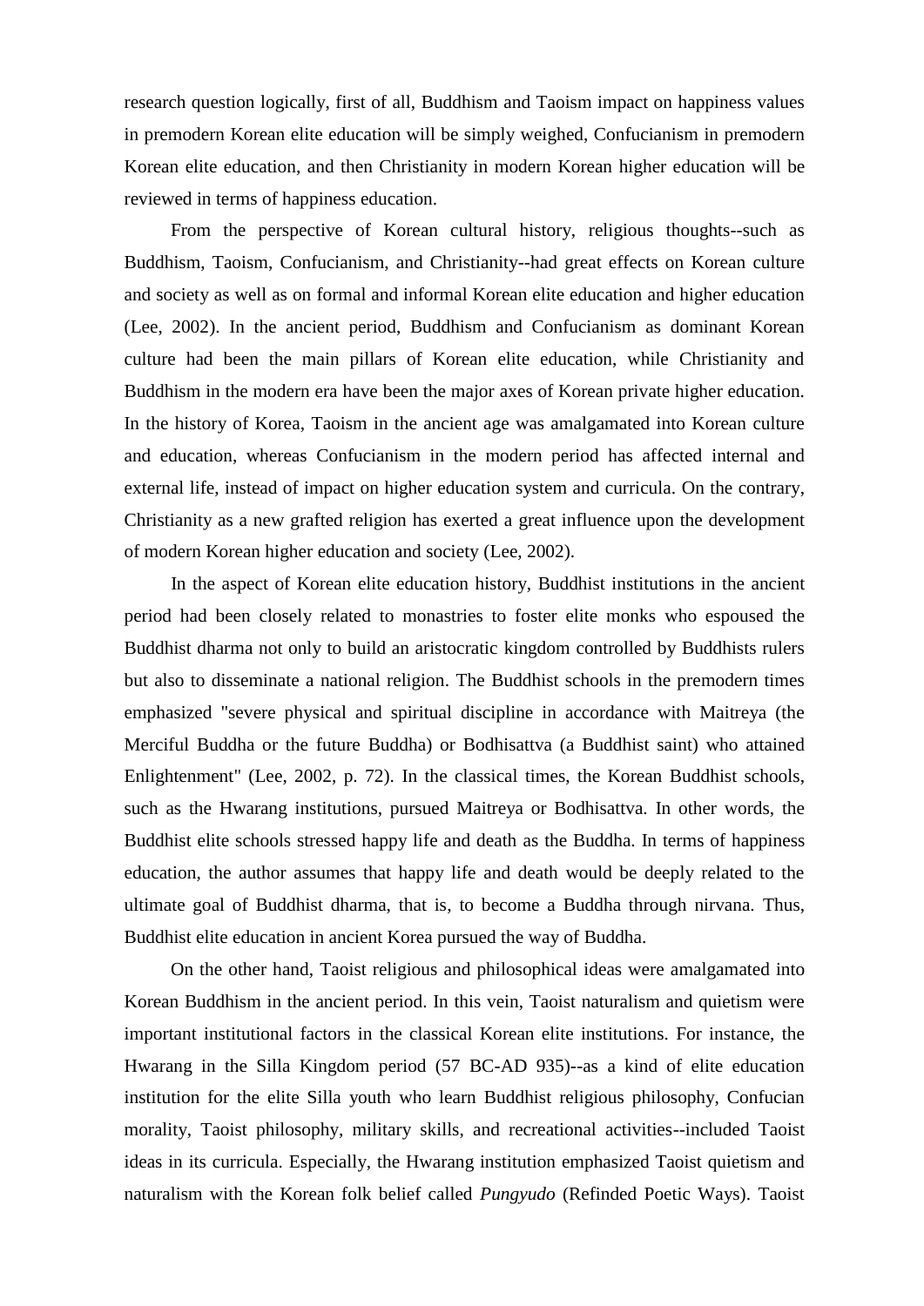research question logically, first of all, Buddhism and Taoism impact on happiness values in premodern Korean elite education will be simply weighed, Confucianism in premodern Korean elite education, and then Christianity in modern Korean higher education will be reviewed in terms of happiness education.

From the perspective of Korean cultural history, religious thoughts--such as Buddhism, Taoism, Confucianism, and Christianity--had great effects on Korean culture and society as well as on formal and informal Korean elite education and higher education (Lee, 2002). In the ancient period, Buddhism and Confucianism as dominant Korean culture had been the main pillars of Korean elite education, while Christianity and Buddhism in the modern era have been the major axes of Korean private higher education. In the history of Korea, Taoism in the ancient age was amalgamated into Korean culture and education, whereas Confucianism in the modern period has affected internal and external life, instead of impact on higher education system and curricula. On the contrary, Christianity as a new grafted religion has exerted a great influence upon the development of modern Korean higher education and society (Lee, 2002).

In the aspect of Korean elite education history, Buddhist institutions in the ancient period had been closely related to monastries to foster elite monks who espoused the Buddhist dharma not only to build an aristocratic kingdom controlled by Buddhists rulers but also to disseminate a national religion. The Buddhist schools in the premodern times emphasized "severe physical and spiritual discipline in accordance with Maitreya (the Merciful Buddha or the future Buddha) or Bodhisattva (a Buddhist saint) who attained Enlightenment" (Lee, 2002, p. 72). In the classical times, the Korean Buddhist schools, such as the Hwarang institutions, pursued Maitreya or Bodhisattva. In other words, the Buddhist elite schools stressed happy life and death as the Buddha. In terms of happiness education, the author assumes that happy life and death would be deeply related to the ultimate goal of Buddhist dharma, that is, to become a Buddha through nirvana. Thus, Buddhist elite education in ancient Korea pursued the way of Buddha.

On the other hand, Taoist religious and philosophical ideas were amalgamated into Korean Buddhism in the ancient period. In this vein, Taoist naturalism and quietism were important institutional factors in the classical Korean elite institutions. For instance, the Hwarang in the Silla Kingdom period (57 BC-AD 935)--as a kind of elite education institution for the elite Silla youth who learn Buddhist religious philosophy, Confucian morality, Taoist philosophy, military skills, and recreational activities--included Taoist ideas in its curricula. Especially, the Hwarang institution emphasized Taoist quietism and naturalism with the Korean folk belief called *Pungyudo* (Refinded Poetic Ways). Taoist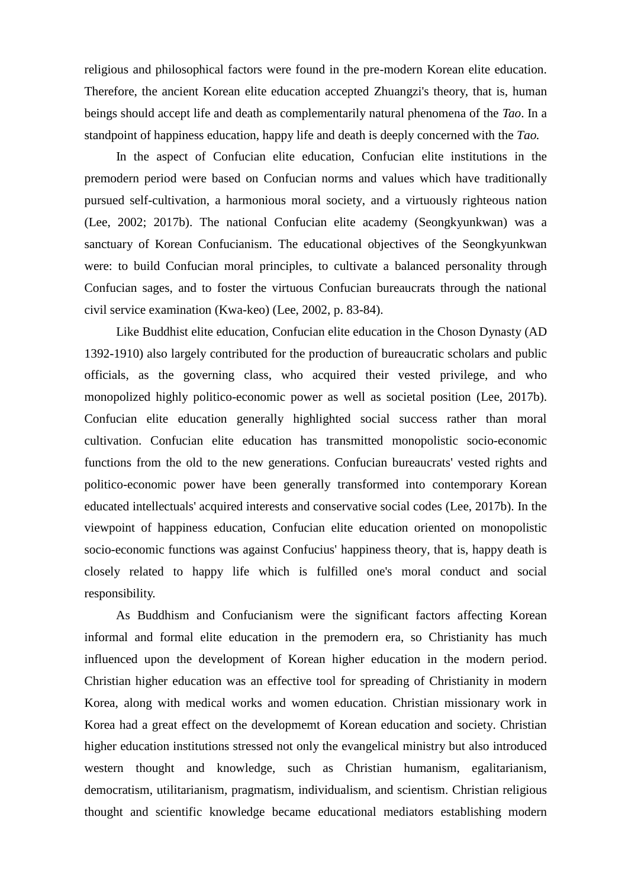religious and philosophical factors were found in the pre-modern Korean elite education. Therefore, the ancient Korean elite education accepted Zhuangzi's theory, that is, human beings should accept life and death as complementarily natural phenomena of the *Tao*. In a standpoint of happiness education, happy life and death is deeply concerned with the *Tao.*

In the aspect of Confucian elite education, Confucian elite institutions in the premodern period were based on Confucian norms and values which have traditionally pursued self-cultivation, a harmonious moral society, and a virtuously righteous nation (Lee, 2002; 2017b). The national Confucian elite academy (Seongkyunkwan) was a sanctuary of Korean Confucianism. The educational objectives of the Seongkyunkwan were: to build Confucian moral principles, to cultivate a balanced personality through Confucian sages, and to foster the virtuous Confucian bureaucrats through the national civil service examination (Kwa-keo) (Lee, 2002, p. 83-84).

Like Buddhist elite education, Confucian elite education in the Choson Dynasty (AD 1392-1910) also largely contributed for the production of bureaucratic scholars and public officials, as the governing class, who acquired their vested privilege, and who monopolized highly politico-economic power as well as societal position (Lee, 2017b). Confucian elite education generally highlighted social success rather than moral cultivation. Confucian elite education has transmitted monopolistic socio-economic functions from the old to the new generations. Confucian bureaucrats' vested rights and politico-economic power have been generally transformed into contemporary Korean educated intellectuals' acquired interests and conservative social codes (Lee, 2017b). In the viewpoint of happiness education, Confucian elite education oriented on monopolistic socio-economic functions was against Confucius' happiness theory, that is, happy death is closely related to happy life which is fulfilled one's moral conduct and social responsibility.

As Buddhism and Confucianism were the significant factors affecting Korean informal and formal elite education in the premodern era, so Christianity has much influenced upon the development of Korean higher education in the modern period. Christian higher education was an effective tool for spreading of Christianity in modern Korea, along with medical works and women education. Christian missionary work in Korea had a great effect on the developmemt of Korean education and society. Christian higher education institutions stressed not only the evangelical ministry but also introduced western thought and knowledge, such as Christian humanism, egalitarianism, democratism, utilitarianism, pragmatism, individualism, and scientism. Christian religious thought and scientific knowledge became educational mediators establishing modern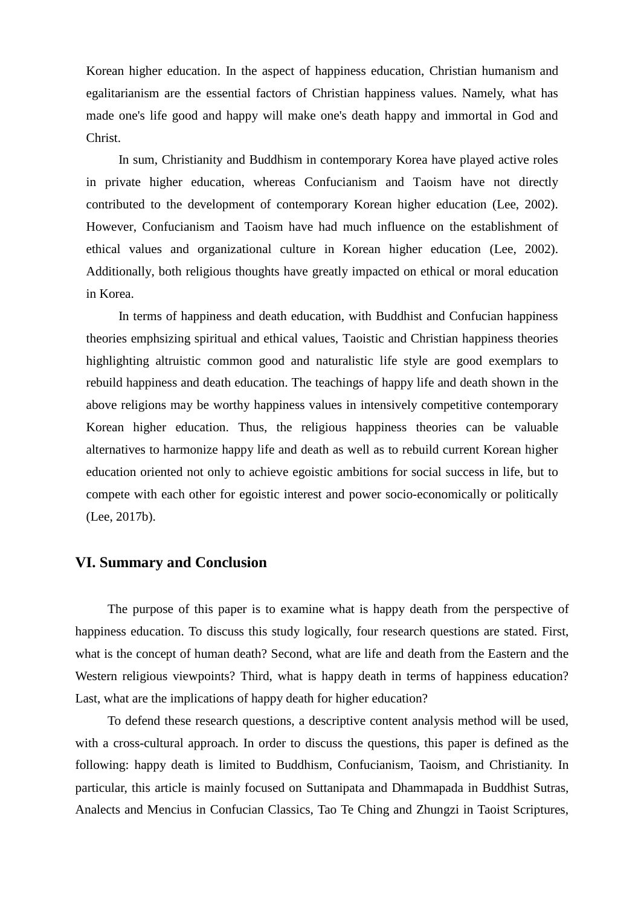Korean higher education. In the aspect of happiness education, Christian humanism and egalitarianism are the essential factors of Christian happiness values. Namely, what has made one's life good and happy will make one's death happy and immortal in God and Christ.

In sum, Christianity and Buddhism in contemporary Korea have played active roles in private higher education, whereas Confucianism and Taoism have not directly contributed to the development of contemporary Korean higher education (Lee, 2002). However, Confucianism and Taoism have had much influence on the establishment of ethical values and organizational culture in Korean higher education (Lee, 2002). Additionally, both religious thoughts have greatly impacted on ethical or moral education in Korea.

In terms of happiness and death education, with Buddhist and Confucian happiness theories emphsizing spiritual and ethical values, Taoistic and Christian happiness theories highlighting altruistic common good and naturalistic life style are good exemplars to rebuild happiness and death education. The teachings of happy life and death shown in the above religions may be worthy happiness values in intensively competitive contemporary Korean higher education. Thus, the religious happiness theories can be valuable alternatives to harmonize happy life and death as well as to rebuild current Korean higher education oriented not only to achieve egoistic ambitions for social success in life, but to compete with each other for egoistic interest and power socio-economically or politically (Lee, 2017b).

## VI. Summary and Conclusion

The purpose of this paper is to examine what is happy death from the perspective of happiness education. To discuss this study logically, four research questions are stated. First, what is the concept of human death? Second, what are life and death from the Eastern and the Western religious viewpoints? Third, what is happy death in terms of happiness education? Last, what are the implications of happy death for higher education?

To defend these research questions, a descriptive content analysis method will be used, with a cross-cultural approach. In order to discuss the questions, this paper is defined as the following: happy death is limited to Buddhism, Confucianism, Taoism, and Christianity. In particular, this article is mainly focused on Suttanipata and Dhammapada in Buddhist Sutras, Analects and Mencius in Confucian Classics, Tao Te Ching and Zhungzi in Taoist Scriptures,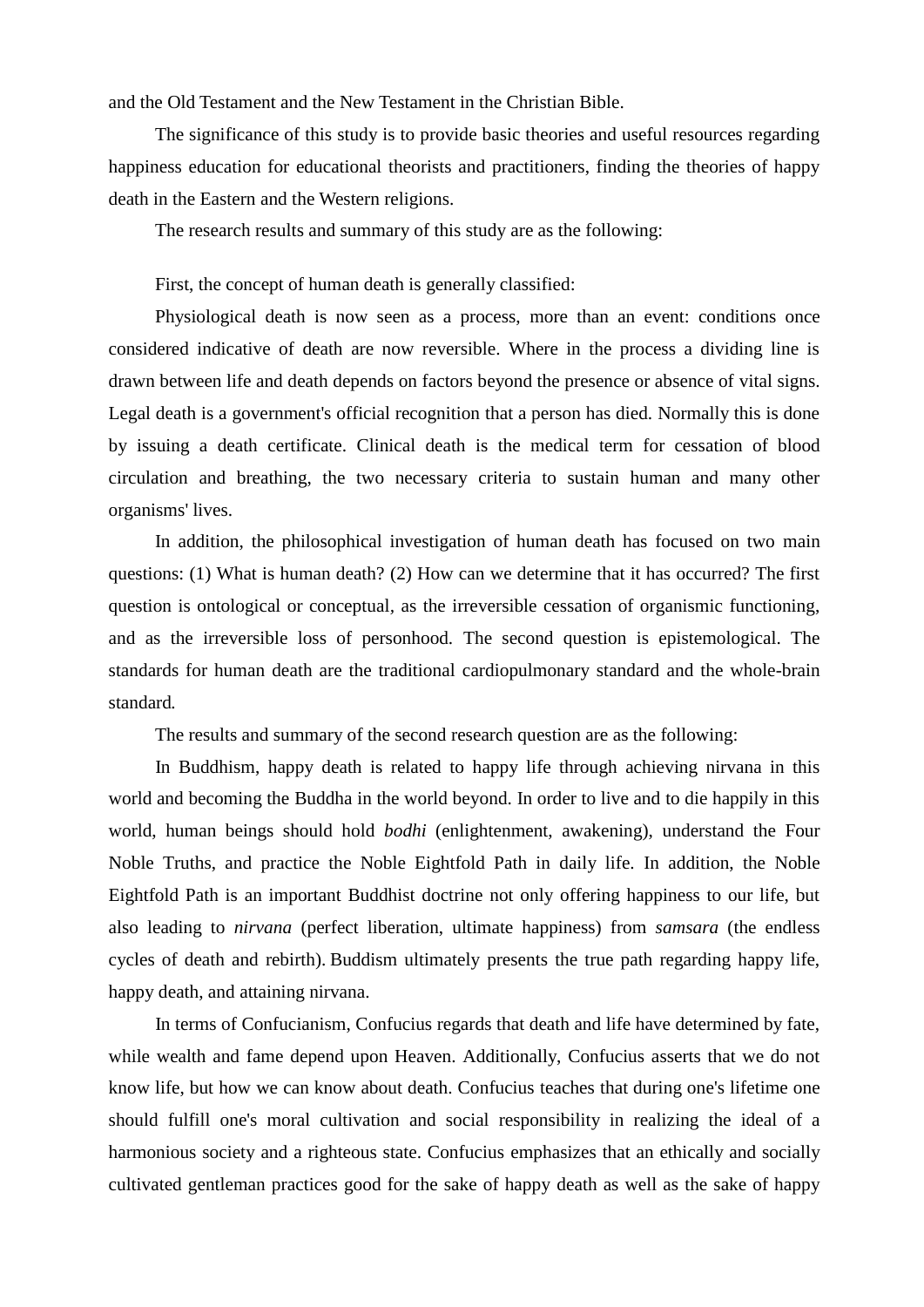and the Old Testament and the New Testament in the Christian Bible.

The significance of this study is to provide basic theories and useful resources regarding happiness education for educational theorists and practitioners, finding the theories of happy death in the Eastern and the Western religions.

The research results and summary of this study are as the following:

First, the concept of human death is generally classified:

Physiological death is now seen as a process, more than an event: conditions once considered indicative of death are now reversible. Where in the process a dividing line is drawn between life and death depends on factors beyond the presence or absence of vital signs. Legal death is a government's official recognition that a person has died. Normally this is done by issuing a death certificate. Clinical death is the medical term for cessation of blood circulation and breathing, the two necessary criteria to sustain human and many other organisms' lives.

In addition, the philosophical investigation of human death has focused on two main questions: (1) What is human death? (2) How can we determine that it has occurred? The first question is ontological or conceptual, as the irreversible cessation of organismic functioning, and as the irreversible loss of personhood. The second question is epistemological. The standards for human death are the traditional cardiopulmonary standard and the whole-brain standard.

The results and summary of the second research question are as the following:

In Buddhism, happy death is related to happy life through achieving nirvana in this world and becoming the Buddha in the world beyond. In order to live and to die happily in this world, human beings should hold *bodhi* (enlightenment, awakening), understand the Four Noble Truths, and practice the Noble Eightfold Path in daily life. In addition, the Noble Eightfold Path is an important Buddhist doctrine not only offering happiness to our life, but also leading to *nirvana* (perfect liberation, ultimate happiness) from *samsara* (the endless cycles of death and rebirth). Buddism ultimately presents the true path regarding happy life, happy death, and attaining nirvana.

In terms of Confucianism, Confucius regards that death and life have determined by fate, while wealth and fame depend upon Heaven. Additionally, Confucius asserts that we do not know life, but how we can know about death. Confucius teaches that during one's lifetime one should fulfill one's moral cultivation and social responsibility in realizing the ideal of a harmonious society and a righteous state. Confucius emphasizes that an ethically and socially cultivated gentleman practices good for the sake of happy death as well as the sake of happy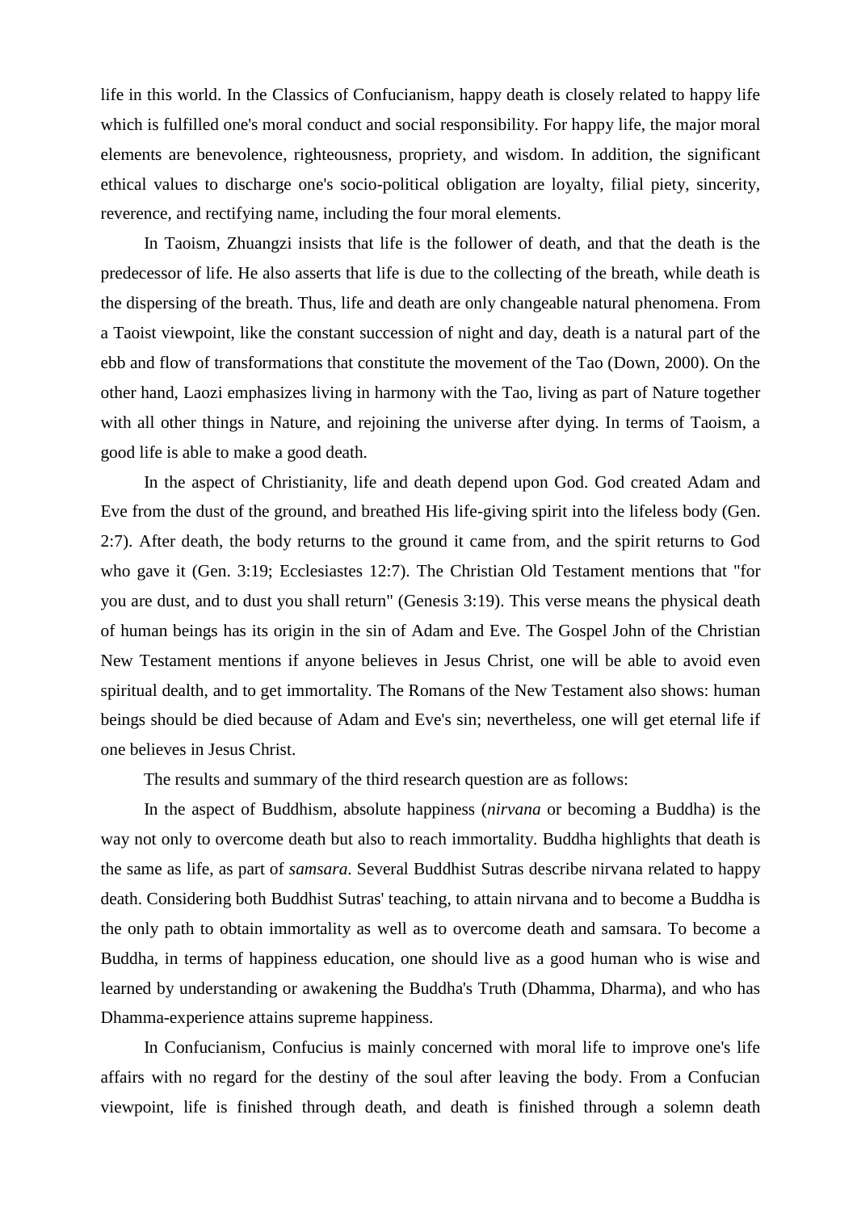life in this world. In the Classics of Confucianism, happy death is closely related to happy life which is fulfilled one's moral conduct and social responsibility. For happy life, the major moral elements are benevolence, righteousness, propriety, and wisdom. In addition, the significant ethical values to discharge one's socio-political obligation are loyalty, filial piety, sincerity, reverence, and rectifying name, including the four moral elements.

In Taoism, Zhuangzi insists that life is the follower of death, and that the death is the predecessor of life. He also asserts that life is due to the collecting of the breath, while death is the dispersing of the breath. Thus, life and death are only changeable natural phenomena. From a Taoist viewpoint, like the constant succession of night and day, death is a natural part of the ebb and flow of transformations that constitute the movement of the Tao (Down, 2000). On the other hand, Laozi emphasizes living in harmony with the Tao, living as part of Nature together with all other things in Nature, and rejoining the universe after dying. In terms of Taoism, a good life is able to make a good death.

In the aspect of Christianity, life and death depend upon God. God created Adam and Eve from the dust of the ground, and breathed His life-giving spirit into the lifeless body (Gen. 2:7). After death, the body returns to the ground it came from, and the spirit returns to God who gave it (Gen. 3:19; Ecclesiastes 12:7). The Christian Old Testament mentions that "for you are dust, and to dust you shall return" (Genesis 3:19). This verse means the physical death of human beings has its origin in the sin of Adam and Eve. The Gospel John of the Christian New Testament mentions if anyone believes in Jesus Christ, one will be able to avoid even spiritual dealth, and to get immortality. The Romans of the New Testament also shows: human beings should be died because of Adam and Eve's sin; nevertheless, one will get eternal life if one believes in Jesus Christ.

The results and summary of the third research question are as follows:

In the aspect of Buddhism, absolute happiness (*nirvana* or becoming a Buddha) is the way not only to overcome death but also to reach immortality. Buddha highlights that death is the same as life, as part of *samsara*. Several Buddhist Sutras describe nirvana related to happy death. Considering both Buddhist Sutras' teaching, to attain nirvana and to become a Buddha is the only path to obtain immortality as well as to overcome death and samsara. To become a Buddha, in terms of happiness education, one should live as a good human who is wise and learned by understanding or awakening the Buddha's Truth (Dhamma, Dharma), and who has Dhamma-experience attains supreme happiness.

In Confucianism, Confucius is mainly concerned with moral life to improve one's life affairs with no regard for the destiny of the soul after leaving the body. From a Confucian viewpoint, life is finished through death, and death is finished through a solemn death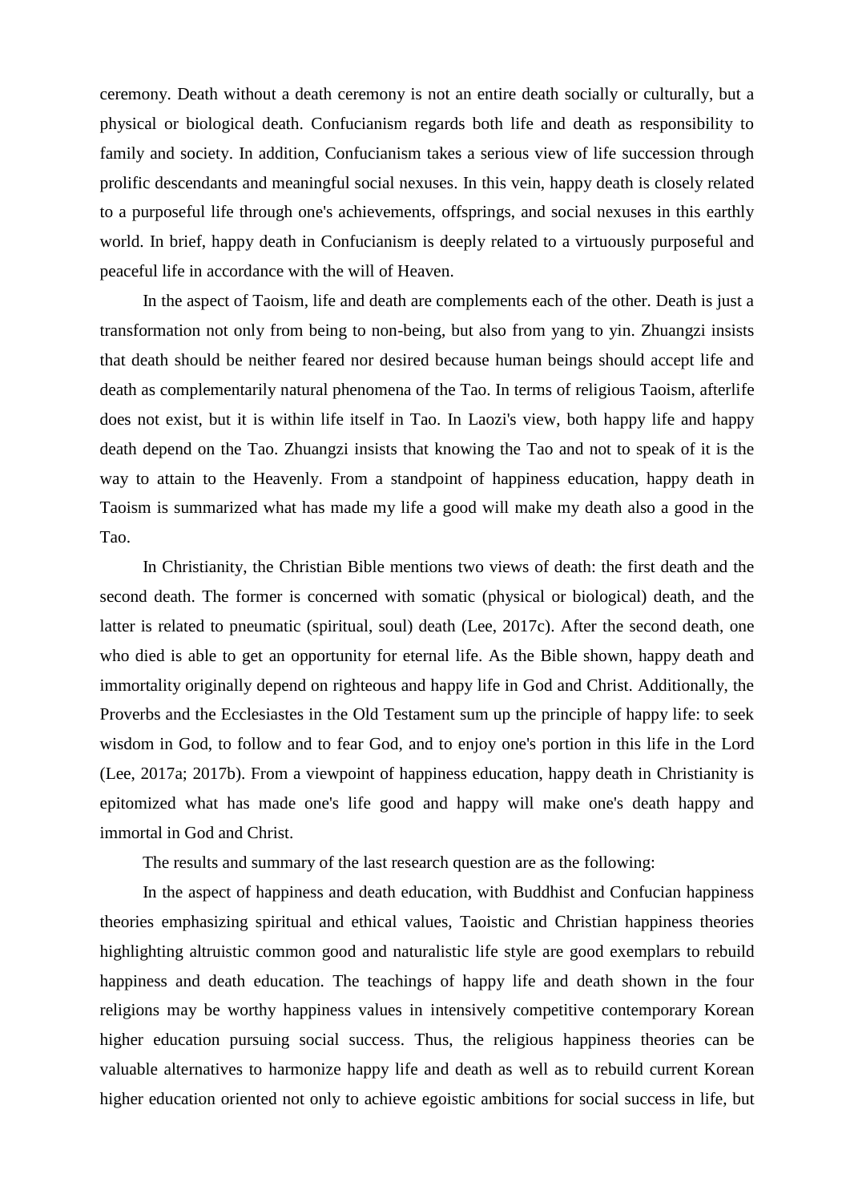ceremony. Death without a death ceremony is not an entire death socially or culturally, but a physical or biological death. Confucianism regards both life and death as responsibility to family and society. In addition, Confucianism takes a serious view of life succession through prolific descendants and meaningful social nexuses. In this vein, happy death is closely related to a purposeful life through one's achievements, offsprings, and social nexuses in this earthly world. In brief, happy death in Confucianism is deeply related to a virtuously purposeful and peaceful life in accordance with the will of Heaven.

In the aspect of Taoism, life and death are complements each of the other. Death is just a transformation not only from being to non-being, but also from yang to yin. Zhuangzi insists that death should be neither feared nor desired because human beings should accept life and death as complementarily natural phenomena of the Tao. In terms of religious Taoism, afterlife does not exist, but it is within life itself in Tao. In Laozi's view, both happy life and happy death depend on the Tao. Zhuangzi insists that knowing the Tao and not to speak of it is the way to attain to the Heavenly. From a standpoint of happiness education, happy death in Taoism is summarized what has made my life a good will make my death also a good in the Tao.

In Christianity, the Christian Bible mentions two views of death: the first death and the second death. The former is concerned with somatic (physical or biological) death, and the latter is related to pneumatic (spiritual, soul) death (Lee, 2017c). After the second death, one who died is able to get an opportunity for eternal life. As the Bible shown, happy death and immortality originally depend on righteous and happy life in God and Christ. Additionally, the Proverbs and the Ecclesiastes in the Old Testament sum up the principle of happy life: to seek wisdom in God, to follow and to fear God, and to enjoy one's portion in this life in the Lord (Lee, 2017a; 2017b). From a viewpoint of happiness education, happy death in Christianity is epitomized what has made one's life good and happy will make one's death happy and immortal in God and Christ.

The results and summary of the last research question are as the following:

In the aspect of happiness and death education, with Buddhist and Confucian happiness theories emphasizing spiritual and ethical values, Taoistic and Christian happiness theories highlighting altruistic common good and naturalistic life style are good exemplars to rebuild happiness and death education. The teachings of happy life and death shown in the four religions may be worthy happiness values in intensively competitive contemporary Korean higher education pursuing social success. Thus, the religious happiness theories can be valuable alternatives to harmonize happy life and death as well as to rebuild current Korean higher education oriented not only to achieve egoistic ambitions for social success in life, but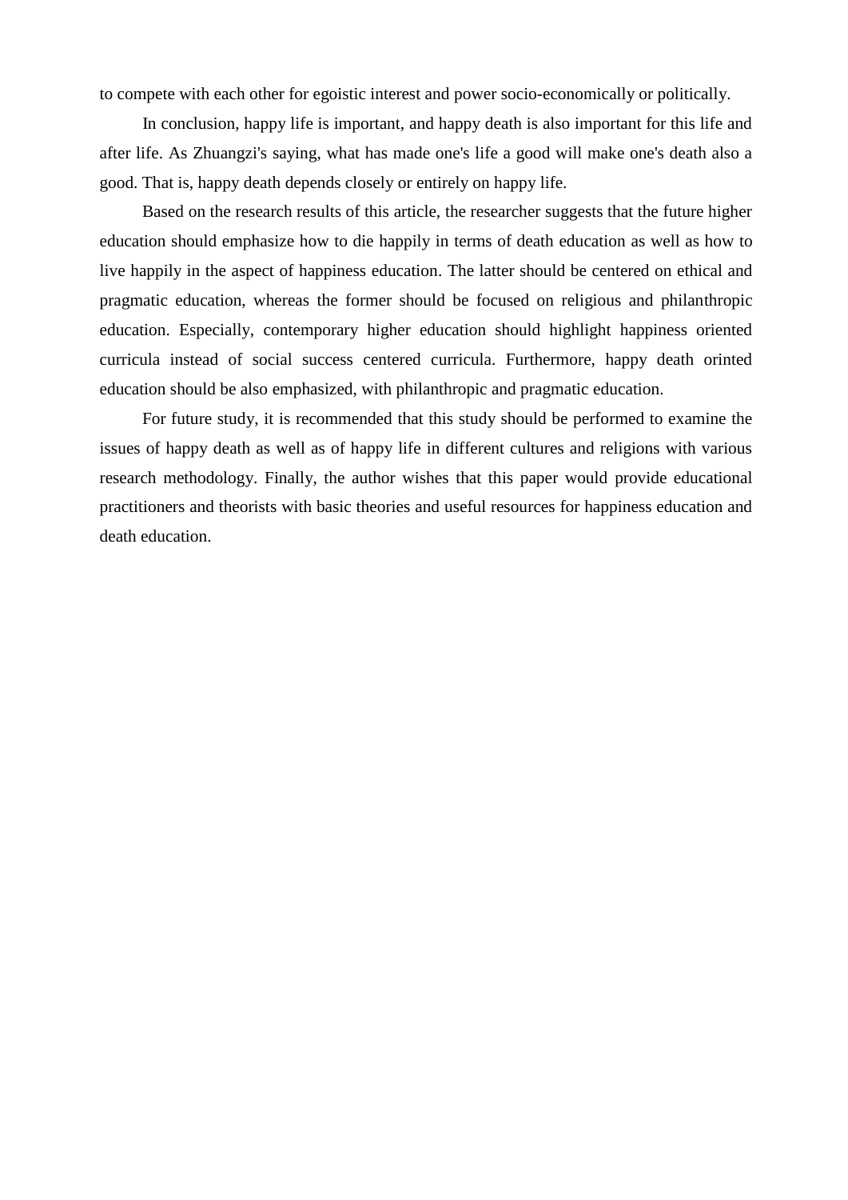to compete with each other for egoistic interest and power socio-economically or politically.

In conclusion, happy life is important, and happy death is also important for this life and after life. As Zhuangzi's saying, what has made one's life a good will make one's death also a good. That is, happy death depends closely or entirely on happy life.

Based on the research results of this article, the researcher suggests that the future higher education should emphasize how to die happily in terms of death education as well as how to live happily in the aspect of happiness education. The latter should be centered on ethical and pragmatic education, whereas the former should be focused on religious and philanthropic education. Especially, contemporary higher education should highlight happiness oriented curricula instead of social success centered curricula. Furthermore, happy death orinted education should be also emphasized, with philanthropic and pragmatic education.

For future study, it is recommended that this study should be performed to examine the issues of happy death as well as of happy life in different cultures and religions with various research methodology. Finally, the author wishes that this paper would provide educational practitioners and theorists with basic theories and useful resources for happiness education and death education.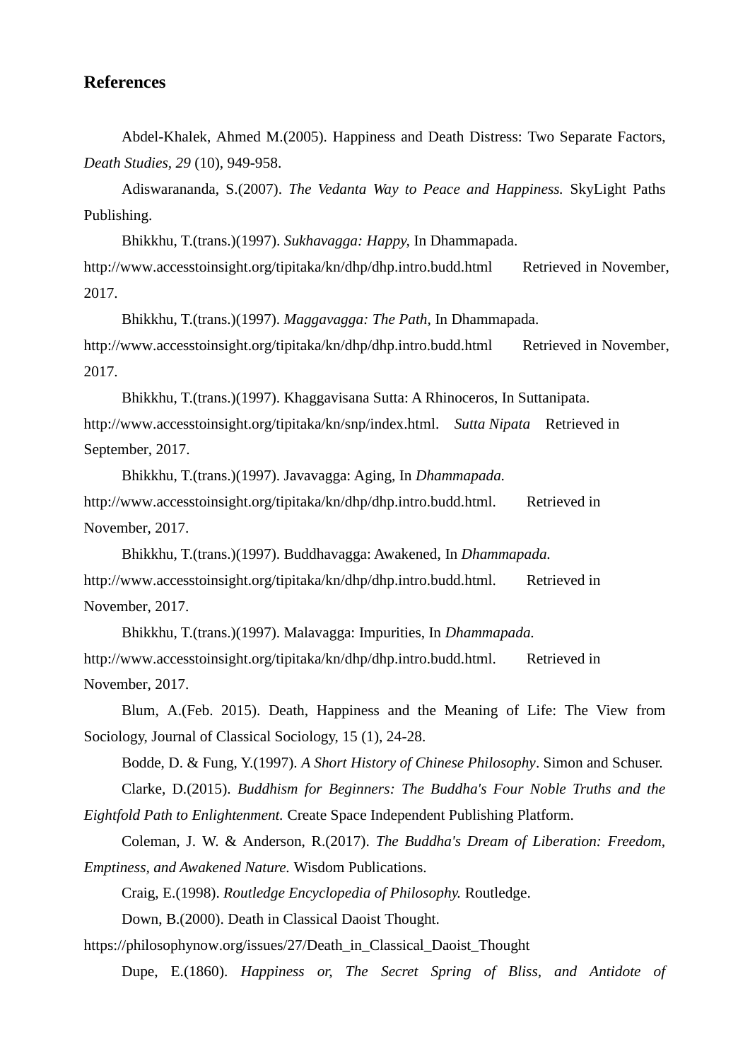## References

Abdel-Khalek, Ahmed M.(2005). Happiness and Death Distress: Two Separate Factors, *Death Studies*, *29* (10), 949-958.

Adiswarananda, S.(2007). *The Vedanta Way to Peace and Happiness.* SkyLight Paths Publishing.

Bhikkhu, T.(trans.)(1997). *Sukhavagga: Happy,* In Dhammapada. http://www.accesstoinsight.org/tipitaka/kn/dhp/dhp.intro.budd.html Retrieved in November, 2017.

Bhikkhu, T.(trans.)(1997). *Maggavagga: The Path*, In Dhammapada. http://www.accesstoinsight.org/tipitaka/kn/dhp/dhp.intro.budd.html Retrieved in November, 2017.

Bhikkhu, T.(trans.)(1997). Khaggavisana Sutta: A Rhinoceros, In Suttanipata. http://www.accesstoinsight.org/tipitaka/kn/snp/index.html. *Sutta Nipata* Retrieved in September, 2017.

Bhikkhu, T.(trans.)(1997). Javavagga: Aging, In *Dhammapada.* http://www.accesstoinsight.org/tipitaka/kn/dhp/dhp.intro.budd.html. Retrieved in November, 2017.

Bhikkhu, T.(trans.)(1997). Buddhavagga: Awakened, In *Dhammapada.* http://www.accesstoinsight.org/tipitaka/kn/dhp/dhp.intro.budd.html. Retrieved in November, 2017.

Bhikkhu, T.(trans.)(1997). Malavagga: Impurities, In *Dhammapada.* http://www.accesstoinsight.org/tipitaka/kn/dhp/dhp.intro.budd.html. Retrieved in November, 2017.

Blum, A.(Feb. 2015). Death, Happiness and the Meaning of Life: The View from Sociology, Journal of Classical Sociology, 15 (1), 24-28.

Bodde, D. & Fung, Y.(1997). *A Short History of Chinese Philosophy*. Simon and Schuser.

Clarke, D.(2015). *Buddhism for Beginners: The Buddha's Four Noble Truths and the Eightfold Path to Enlightenment.* Create Space Independent Publishing Platform.

Coleman, J. W. & Anderson, R.(2017). *The Buddha's Dream of Liberation: Freedom, Emptiness, and Awakened Nature.* Wisdom Publications.

Craig, E.(1998). *Routledge Encyclopedia of Philosophy.* Routledge.

Down, B.(2000). Death in Classical Daoist Thought. https://philosophynow.org/issues/27/Death_in_Classical_Daoist_Thought

Dupe, E.(1860). *Happiness or, The Secret Spring of Bliss, and Antidote of*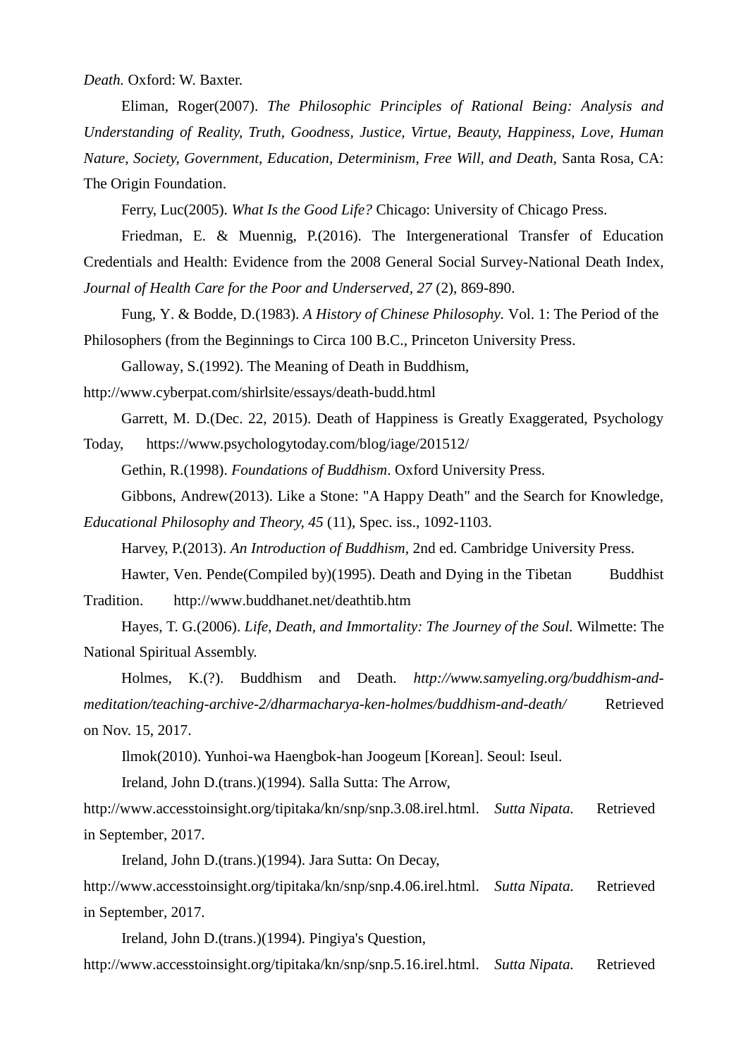*Death.* Oxford: W. Baxter.

Eliman, Roger(2007). *The Philosophic Principles of Rational Being: Analysis and Understanding of Reality, Truth, Goodness, Justice, Virtue, Beauty, Happiness, Love, Human Nature, Society, Government, Education, Determinism, Free Will, and Death,* Santa Rosa, CA: The Origin Foundation.

Ferry, Luc(2005). *What Is the Good Life?* Chicago: University of Chicago Press.

Friedman, E. & Muennig, P.(2016). The Intergenerational Transfer of Education Credentials and Health: Evidence from the 2008 General Social Survey-National Death Index, *Journal of Health Care for the Poor and Underserved, 27* (2), 869-890.

Fung, Y. & Bodde, D.(1983). *A History of Chinese Philosophy.* Vol. 1: The Period of the Philosophers (from the Beginnings to Circa 100 B.C., Princeton University Press.

Galloway, S.(1992). The Meaning of Death in Buddhism, http://www.cyberpat.com/shirlsite/essays/death-budd.html

Garrett, M. D.(Dec. 22, 2015). Death of Happiness is Greatly Exaggerated, Psychology Today, https://www.psychologytoday.com/blog/iage/201512/

Gethin, R.(1998). *Foundations of Buddhism*. Oxford University Press.

Gibbons, Andrew(2013). Like a Stone: "A Happy Death" and the Search for Knowledge, *Educational Philosophy and Theory, 45* (11), Spec. iss., 1092-1103.

Harvey, P.(2013). *An Introduction of Buddhism*, 2nd ed. Cambridge University Press.

Hawter, Ven. Pende(Compiled by)(1995). Death and Dying in the Tibetan Buddhist Tradition. http://www.buddhanet.net/deathtib.htm

Hayes, T. G.(2006). *Life, Death, and Immortality: The Journey of the Soul.* Wilmette: The National Spiritual Assembly.

Holmes, K.(?). Buddhism and Death. *http://www.samyeling.org/buddhism-and-meditation/teaching-archive-2/dharmacharya-ken-holmes/buddhism-and-death/* Retrieved on Nov. 15, 2017.

Ilmok(2010). Yunhoi-wa Haengbok-han Joogeum [Korean]. Seoul: Iseul.

Ireland, John D.(trans.)(1994). Salla Sutta: The Arrow, http://www.accesstoinsight.org/tipitaka/kn/snp/snp.3.08.irel.html. *Sutta Nipata.* Retrieved in September, 2017.

Ireland, John D.(trans.)(1994). Jara Sutta: On Decay, http://www.accesstoinsight.org/tipitaka/kn/snp/snp.4.06.irel.html. *Sutta Nipata.* Retrieved in September, 2017.

Ireland, John D.(trans.)(1994). Pingiya's Question, http://www.accesstoinsight.org/tipitaka/kn/snp/snp.5.16.irel.html. *Sutta Nipata.* Retrieved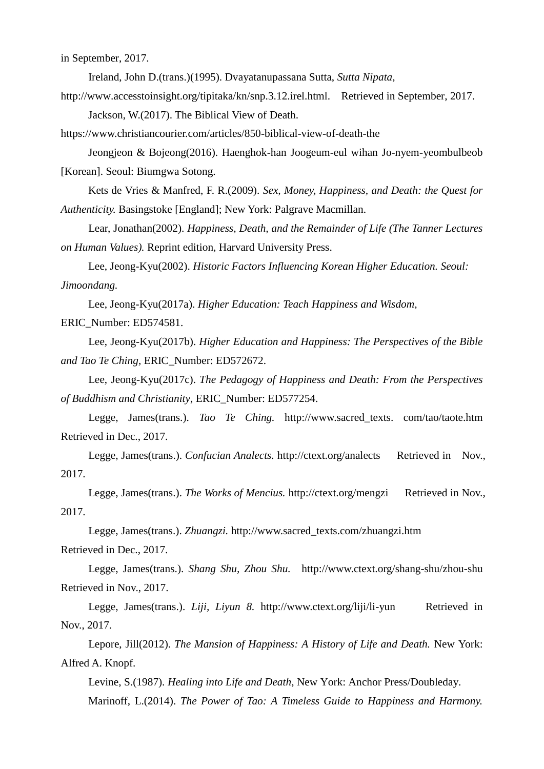in September, 2017.

Ireland, John D.(trans.)(1995). Dvayatanupassana Sutta, *Sutta Nipata*, http://www.accesstoinsight.org/tipitaka/kn/snp.3.12.irel.html. Retrieved in September, 2017.

Jackson, W.(2017). The Biblical View of Death. https://www.christiancourier.com/articles/850-biblical-view-of-death-the

Jeongjeon & Bojeong(2016). Haenghok-han Joogeum-eul wihan Jo-nyem-yeombulbeob [Korean]. Seoul: Biumgwa Sotong.

Kets de Vries & Manfred, F. R.(2009). *Sex, Money, Happiness, and Death: the Quest for Authenticity.* Basingstoke [England]; New York: Palgrave Macmillan.

Lear, Jonathan(2002). *Happiness, Death, and the Remainder of Life (The Tanner Lectures on Human Values).* Reprint edition, Harvard University Press.

Lee, Jeong-Kyu(2002). *Historic Factors Influencing Korean Higher Education. Seoul: Jimoondang.*

Lee, Jeong-Kyu(2017a). *Higher Education: Teach Happiness and Wisdom*, ERIC_Number: ED574581.

Lee, Jeong-Kyu(2017b). *Higher Education and Happiness: The Perspectives of the Bible and Tao Te Ching*, ERIC_Number: ED572672.

Lee, Jeong-Kyu(2017c). *The Pedagogy of Happiness and Death: From the Perspectives of Buddhism and Christianity*, ERIC_Number: ED577254.

Legge, James(trans.). *Tao Te Ching.* http://www.sacred_texts. com/tao/taote.htm Retrieved in Dec., 2017.

Legge, James(trans.). *Confucian Analects.* http://ctext.org/analects Retrieved in Nov., 2017.

Legge, James(trans.). *The Works of Mencius.* http://ctext.org/mengzi Retrieved in Nov., 2017.

Legge, James(trans.). *Zhuangzi.* http://www.sacred_texts.com/zhuangzi.htm Retrieved in Dec., 2017.

Legge, James(trans.). *Shang Shu, Zhou Shu.* http://www.ctext.org/shang-shu/zhou-shu Retrieved in Nov., 2017.

Legge, James(trans.). *Liji, Liyun 8.* http://www.ctext.org/liji/li-yun Retrieved in Nov., 2017.

Lepore, Jill(2012). *The Mansion of Happiness: A History of Life and Death.* New York: Alfred A. Knopf.

Levine, S.(1987). *Healing into Life and Death*, New York: Anchor Press/Doubleday.

Marinoff, L.(2014). *The Power of Tao: A Timeless Guide to Happiness and Harmony.*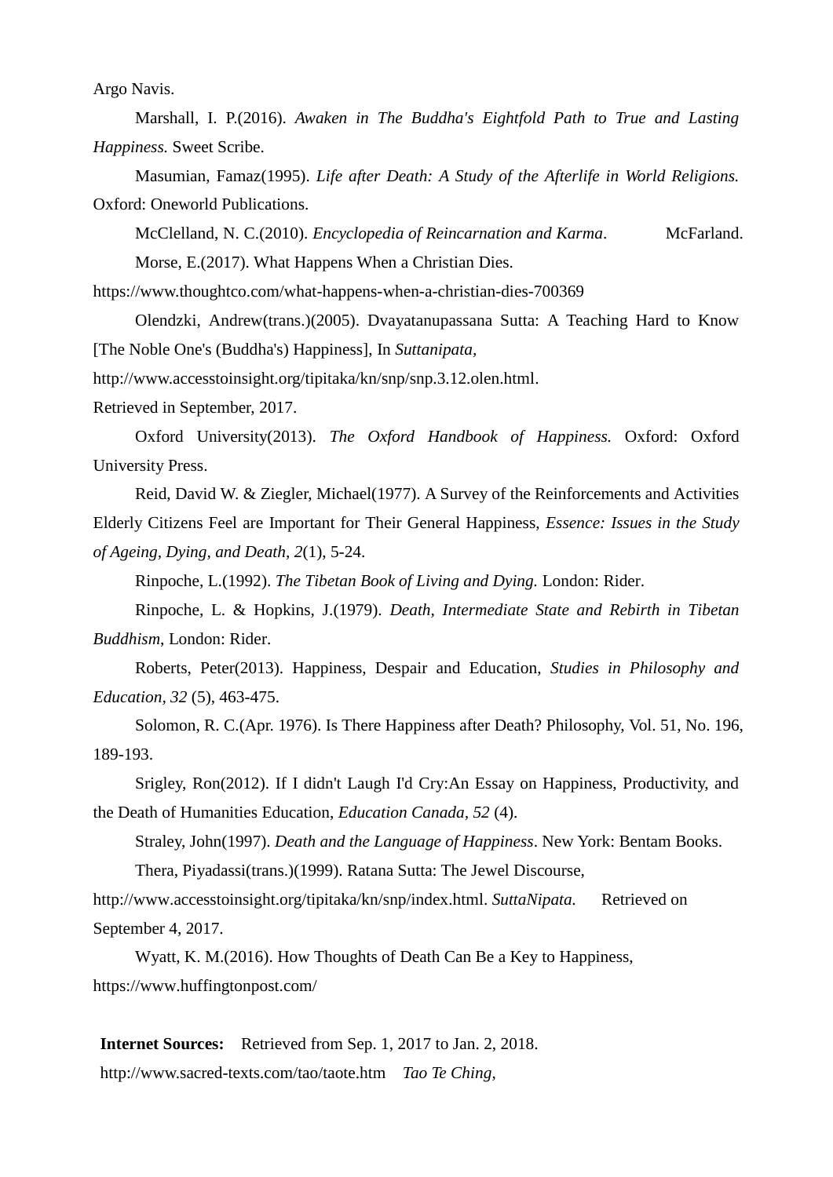Argo Navis.

Marshall, I. P.(2016). *Awaken in The Buddha's Eightfold Path to True and Lasting Happiness.* Sweet Scribe.

Masumian, Famaz(1995). *Life after Death: A Study of the Afterlife in World Religions.* Oxford: Oneworld Publications.

McClelland, N. C.(2010). *Encyclopedia of Reincarnation and Karma*. McFarland.

Morse, E.(2017). What Happens When a Christian Dies. https://www.thoughtco.com/what-happens-when-a-christian-dies-700369

Olendzki, Andrew(trans.)(2005). Dvayatanupassana Sutta: A Teaching Hard to Know [The Noble One's (Buddha's) Happiness], In *Suttanipata*, http://www.accesstoinsight.org/tipitaka/kn/snp/snp.3.12.olen.html. Retrieved in September, 2017.

Oxford University(2013). *The Oxford Handbook of Happiness.* Oxford: Oxford University Press.

Reid, David W. & Ziegler, Michael(1977). A Survey of the Reinforcements and Activities Elderly Citizens Feel are Important for Their General Happiness, *Essence: Issues in the Study of Ageing, Dying, and Death*, *2*(1), 5-24.

Rinpoche, L.(1992). *The Tibetan Book of Living and Dying.* London: Rider.

Rinpoche, L. & Hopkins, J.(1979). *Death, Intermediate State and Rebirth in Tibetan Buddhism*, London: Rider.

Roberts, Peter(2013). Happiness, Despair and Education, *Studies in Philosophy and Education, 32* (5), 463-475.

Solomon, R. C.(Apr. 1976). Is There Happiness after Death? Philosophy, Vol. 51, No. 196, 189-193.

Srigley, Ron(2012). If I didn't Laugh I'd Cry:An Essay on Happiness, Productivity, and the Death of Humanities Education, *Education Canada, 52* (4).

Straley, John(1997). *Death and the Language of Happiness*. New York: Bentam Books.

Thera, Piyadassi(trans.)(1999). Ratana Sutta: The Jewel Discourse, http://www.accesstoinsight.org/tipitaka/kn/snp/index.html. *SuttaNipata.* Retrieved on September 4, 2017.

Wyatt, K. M.(2016). How Thoughts of Death Can Be a Key to Happiness, https://www.huffingtonpost.com/

**Internet Sources:** Retrieved from Sep. 1, 2017 to Jan. 2, 2018.

http://www.sacred-texts.com/tao/taote.htm *Tao Te Ching*,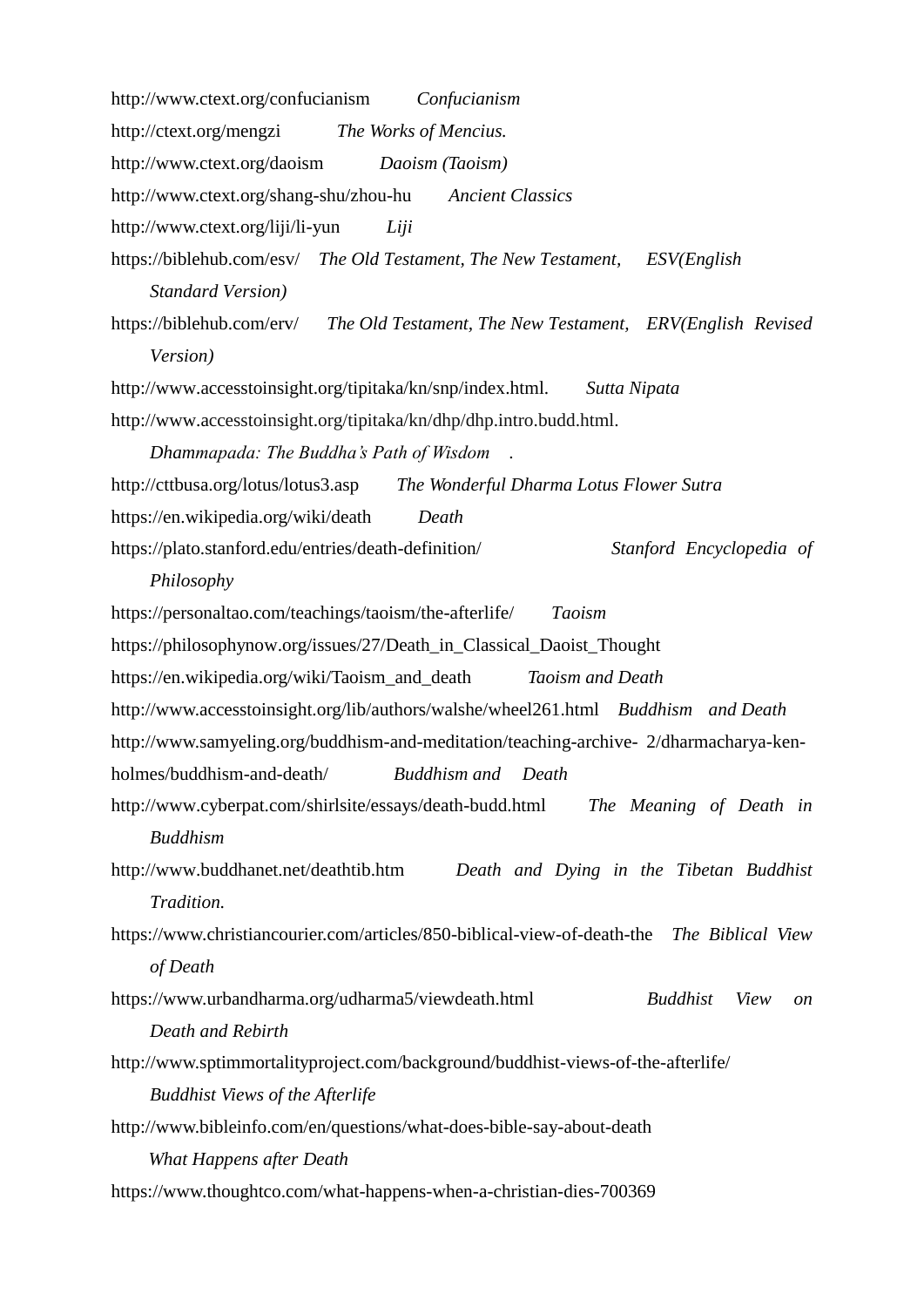http://www.ctext.org/confucianism *Confucianism*

http://ctext.org/mengzi *The Works of Mencius.*

http://www.ctext.org/daoism *Daoism (Taoism)*

http://www.ctext.org/shang-shu/zhou-hu *Ancient Classics*

http://www.ctext.org/liji/li-yun *Liji*

https://biblehub.com/esv/ *The Old Testament, The New Testament, ESV(English Standard Version)*

https://biblehub.com/erv/ *The Old Testament, The New Testament, ERV(English Revised Version)*

http://www.accesstoinsight.org/tipitaka/kn/snp/index.html. *Sutta Nipata*

http://www.accesstoinsight.org/tipitaka/kn/dhp/dhp.intro.budd.html. *Dhammapada: The Buddha's Path of Wisdom* .

http://cttbusa.org/lotus/lotus3.asp *The Wonderful Dharma Lotus Flower Sutra*

https://en.wikipedia.org/wiki/death *Death*

https://plato.stanford.edu/entries/death-definition/ *Stanford Encyclopedia of Philosophy*

https://personaltao.com/teachings/taoism/the-afterlife/ *Taoism*

https://philosophynow.org/issues/27/Death_in_Classical_Daoist_Thought

https://en.wikipedia.org/wiki/Taoism_and_death *Taoism and Death*

http://www.accesstoinsight.org/lib/authors/walshe/wheel261.html *Buddhism and Death*

http://www.samyeling.org/buddhism-and-meditation/teaching-archive- 2/dharmacharya-ken-holmes/buddhism-and-death/ *Buddhism and Death*

http://www.cyberpat.com/shirlsite/essays/death-budd.html *The Meaning of Death in Buddhism*

http://www.buddhanet.net/deathtib.htm *Death and Dying in the Tibetan Buddhist Tradition.*

https://www.christiancourier.com/articles/850-biblical-view-of-death-the *The Biblical View of Death*

https://www.urbandharma.org/udharma5/viewdeath.html *Buddhist View on Death and Rebirth*

http://www.sptimmortalityproject.com/background/buddhist-views-of-the-afterlife/ *Buddhist Views of the Afterlife*

http://www.bibleinfo.com/en/questions/what-does-bible-say-about-death *What Happens after Death*

https://www.thoughtco.com/what-happens-when-a-christian-dies-700369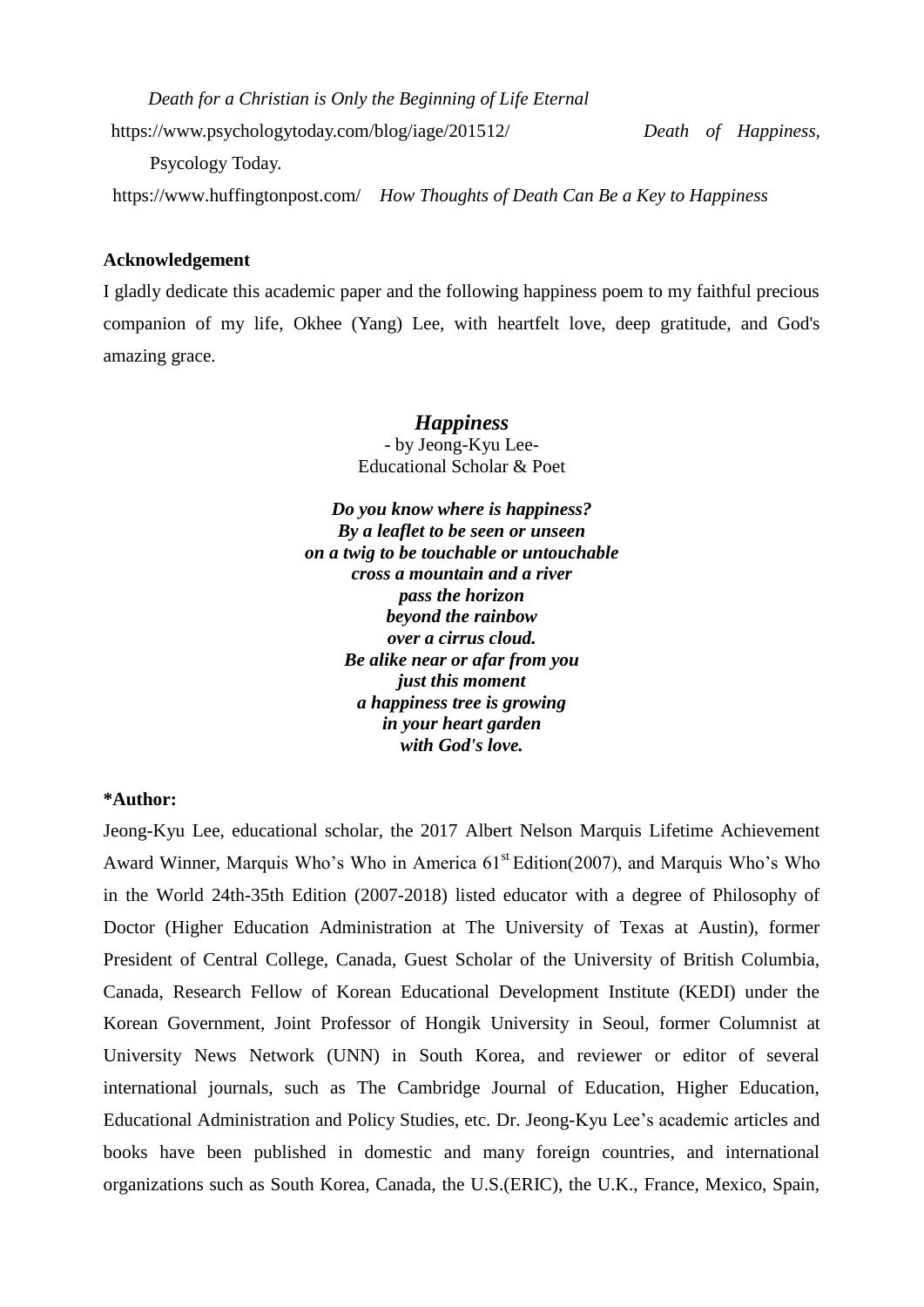*Death for a Christian is Only the Beginning of Life Eternal*

https://www.psychologytoday.com/blog/iage/201512/ *Death of Happiness*, Psycology Today.

https://www.huffingtonpost.com/ *How Thoughts of Death Can Be a Key to Happiness*

**Acknowledgement**

I gladly dedicate this academic paper and the following happiness poem to my faithful precious companion of my life, Okhee (Yang) Lee, with heartfelt love, deep gratitude, and God's amazing grace.

***Happiness***

- by Jeong-Kyu Lee-
Educational Scholar & Poet

***Do you know where is happiness?***
***By a leaflet to be seen or unseen***
***on a twig to be touchable or untouchable***
***cross a mountain and a river***
***pass the horizon***
***beyond the rainbow***
***over a cirrus cloud.***
***Be alike near or afar from you***
***just this moment***
***a happiness tree is growing***
***in your heart garden***
***with God's love.***

**\*Author:**

Jeong-Kyu Lee, educational scholar, the 2017 Albert Nelson Marquis Lifetime Achievement Award Winner, Marquis Who's Who in America $61^{st}$ Edition(2007), and Marquis Who's Who in the World 24th-35th Edition (2007-2018) listed educator with a degree of Philosophy of Doctor (Higher Education Administration at The University of Texas at Austin), former President of Central College, Canada, Guest Scholar of the University of British Columbia, Canada, Research Fellow of Korean Educational Development Institute (KEDI) under the Korean Government, Joint Professor of Hongik University in Seoul, former Columnist at University News Network (UNN) in South Korea, and reviewer or editor of several international journals, such as The Cambridge Journal of Education, Higher Education, Educational Administration and Policy Studies, etc. Dr. Jeong-Kyu Lee's academic articles and books have been published in domestic and many foreign countries, and international organizations such as South Korea, Canada, the U.S.(ERIC), the U.K., France, Mexico, Spain,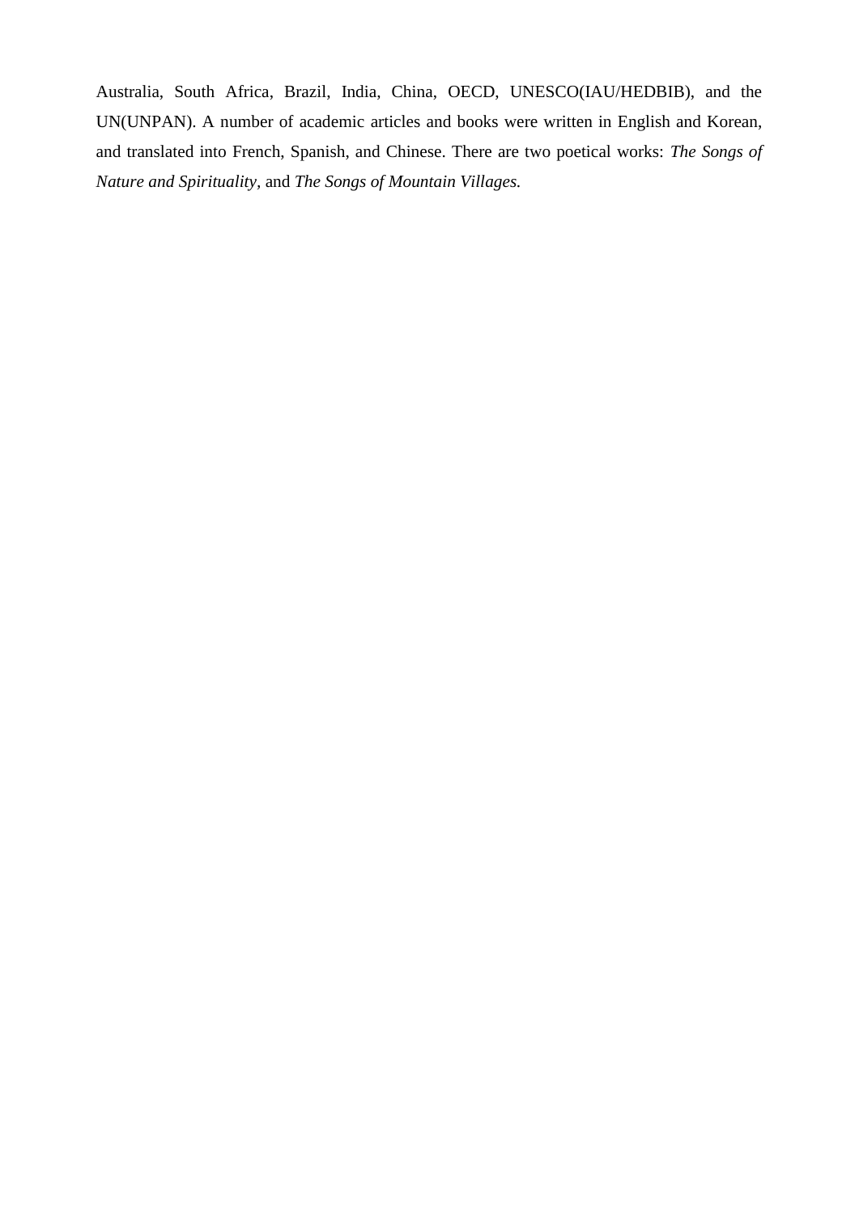Australia, South Africa, Brazil, India, China, OECD, UNESCO(IAU/HEDBIB), and the UN(UNPAN). A number of academic articles and books were written in English and Korean, and translated into French, Spanish, and Chinese. There are two poetical works: *The Songs of Nature and Spirituality,* and *The Songs of Mountain Villages.*